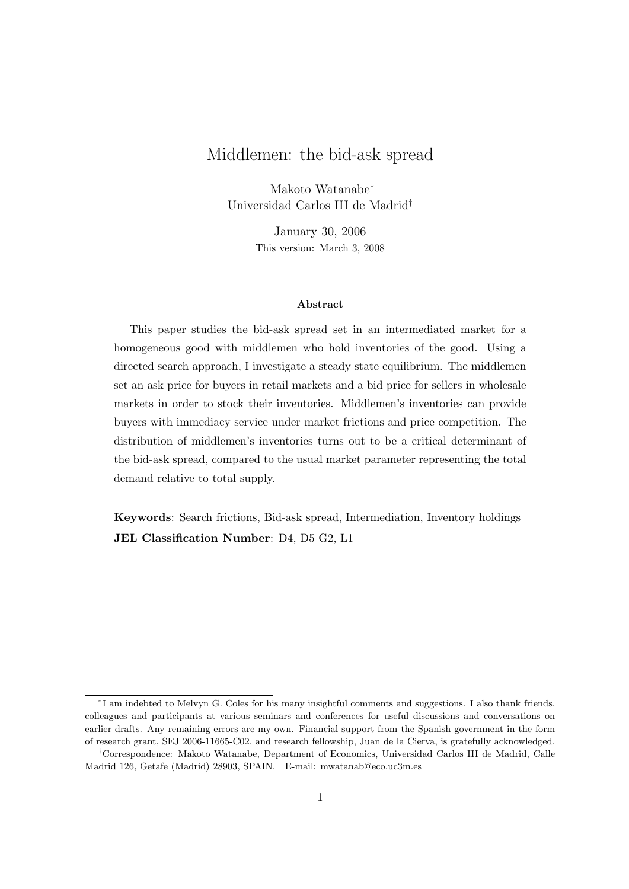# Middlemen: the bid-ask spread

Makoto Watanabe[*]
Universidad Carlos III de Madrid[†]

January 30, 2006
This version: March 3, 2008

### Abstract

This paper studies the bid-ask spread set in an intermediated market for a homogeneous good with middlemen who hold inventories of the good. Using a directed search approach, I investigate a steady state equilibrium. The middlemen set an ask price for buyers in retail markets and a bid price for sellers in wholesale markets in order to stock their inventories. Middlemen's inventories can provide buyers with immediacy service under market frictions and price competition. The distribution of middlemen's inventories turns out to be a critical determinant of the bid-ask spread, compared to the usual market parameter representing the total demand relative to total supply.

**Keywords**: Search frictions, Bid-ask spread, Intermediation, Inventory holdings
**JEL Classification Number**: D4, D5 G2, L1

---

[*] I am indebted to Melvyn G. Coles for his many insightful comments and suggestions. I also thank friends, colleagues and participants at various seminars and conferences for useful discussions and conversations on earlier drafts. Any remaining errors are my own. Financial support from the Spanish government in the form of research grant, SEJ 2006-11665-C02, and research fellowship, Juan de la Cierva, is gratefully acknowledged.

[†] Correspondence: Makoto Watanabe, Department of Economics, Universidad Carlos III de Madrid, Calle Madrid 126, Getafe (Madrid) 28903, SPAIN. E-mail: mwatanab@eco.uc3m.es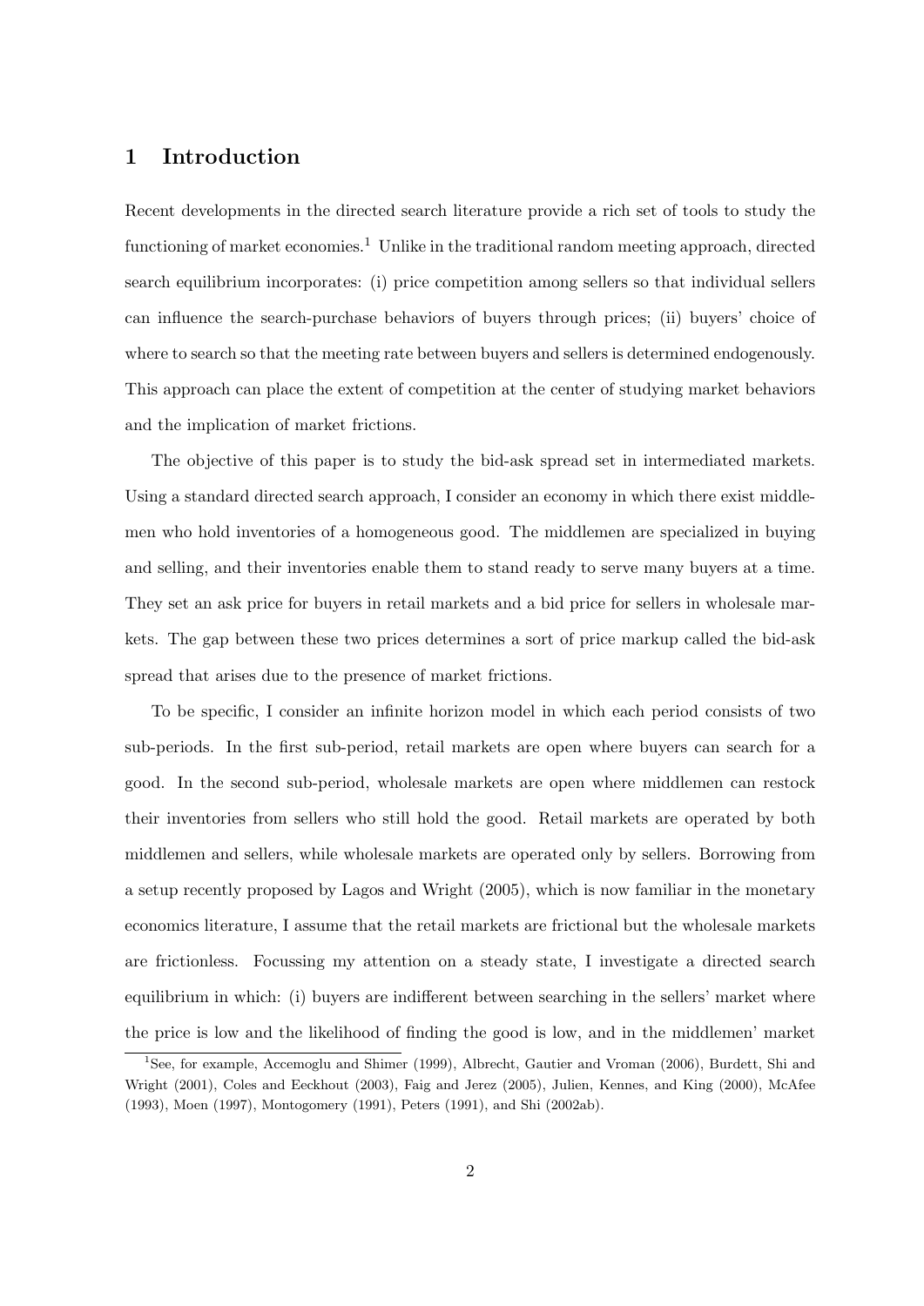# 1 Introduction

Recent developments in the directed search literature provide a rich set of tools to study the functioning of market economies.[1] Unlike in the traditional random meeting approach, directed search equilibrium incorporates: (i) price competition among sellers so that individual sellers can influence the search-purchase behaviors of buyers through prices; (ii) buyers' choice of where to search so that the meeting rate between buyers and sellers is determined endogenously. This approach can place the extent of competition at the center of studying market behaviors and the implication of market frictions.

The objective of this paper is to study the bid-ask spread set in intermediated markets. Using a standard directed search approach, I consider an economy in which there exist middlemen who hold inventories of a homogeneous good. The middlemen are specialized in buying and selling, and their inventories enable them to stand ready to serve many buyers at a time. They set an ask price for buyers in retail markets and a bid price for sellers in wholesale markets. The gap between these two prices determines a sort of price markup called the bid-ask spread that arises due to the presence of market frictions.

To be specific, I consider an infinite horizon model in which each period consists of two sub-periods. In the first sub-period, retail markets are open where buyers can search for a good. In the second sub-period, wholesale markets are open where middlemen can restock their inventories from sellers who still hold the good. Retail markets are operated by both middlemen and sellers, while wholesale markets are operated only by sellers. Borrowing from a setup recently proposed by Lagos and Wright (2005), which is now familiar in the monetary economics literature, I assume that the retail markets are frictional but the wholesale markets are frictionless. Focussing my attention on a steady state, I investigate a directed search equilibrium in which: (i) buyers are indifferent between searching in the sellers' market where the price is low and the likelihood of finding the good is low, and in the middlemen' market

[1] See, for example, Accemoglu and Shimer (1999), Albrecht, Gautier and Vroman (2006), Burdett, Shi and Wright (2001), Coles and Eeckhout (2003), Faig and Jerez (2005), Julien, Kennes, and King (2000), McAfee (1993), Moen (1997), Montogomery (1991), Peters (1991), and Shi (2002ab).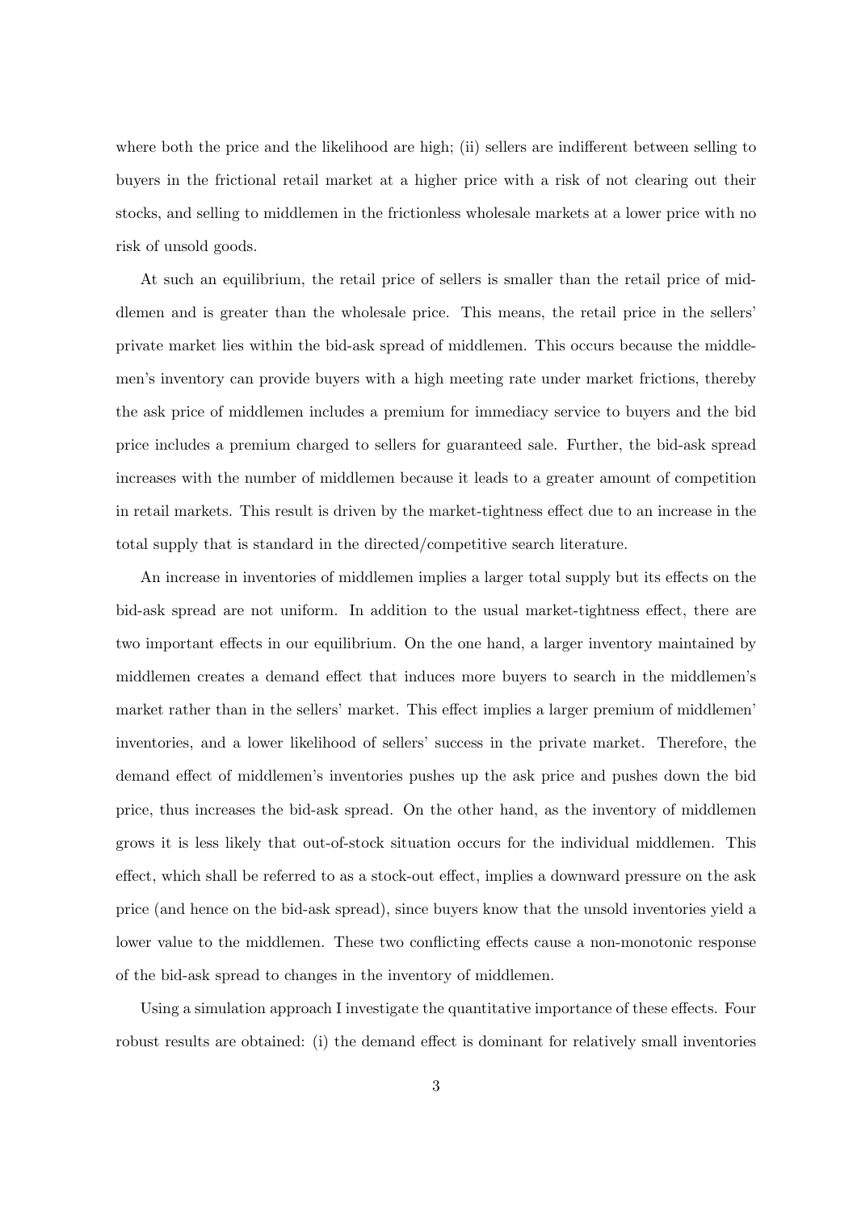where both the price and the likelihood are high; (ii) sellers are indifferent between selling to buyers in the frictional retail market at a higher price with a risk of not clearing out their stocks, and selling to middlemen in the frictionless wholesale markets at a lower price with no risk of unsold goods.

At such an equilibrium, the retail price of sellers is smaller than the retail price of middlemen and is greater than the wholesale price. This means, the retail price in the sellers' private market lies within the bid-ask spread of middlemen. This occurs because the middlemen's inventory can provide buyers with a high meeting rate under market frictions, thereby the ask price of middlemen includes a premium for immediacy service to buyers and the bid price includes a premium charged to sellers for guaranteed sale. Further, the bid-ask spread increases with the number of middlemen because it leads to a greater amount of competition in retail markets. This result is driven by the market-tightness effect due to an increase in the total supply that is standard in the directed/competitive search literature.

An increase in inventories of middlemen implies a larger total supply but its effects on the bid-ask spread are not uniform. In addition to the usual market-tightness effect, there are two important effects in our equilibrium. On the one hand, a larger inventory maintained by middlemen creates a demand effect that induces more buyers to search in the middlemen's market rather than in the sellers' market. This effect implies a larger premium of middlemen' inventories, and a lower likelihood of sellers' success in the private market. Therefore, the demand effect of middlemen's inventories pushes up the ask price and pushes down the bid price, thus increases the bid-ask spread. On the other hand, as the inventory of middlemen grows it is less likely that out-of-stock situation occurs for the individual middlemen. This effect, which shall be referred to as a stock-out effect, implies a downward pressure on the ask price (and hence on the bid-ask spread), since buyers know that the unsold inventories yield a lower value to the middlemen. These two conflicting effects cause a non-monotonic response of the bid-ask spread to changes in the inventory of middlemen.

Using a simulation approach I investigate the quantitative importance of these effects. Four robust results are obtained: (i) the demand effect is dominant for relatively small inventories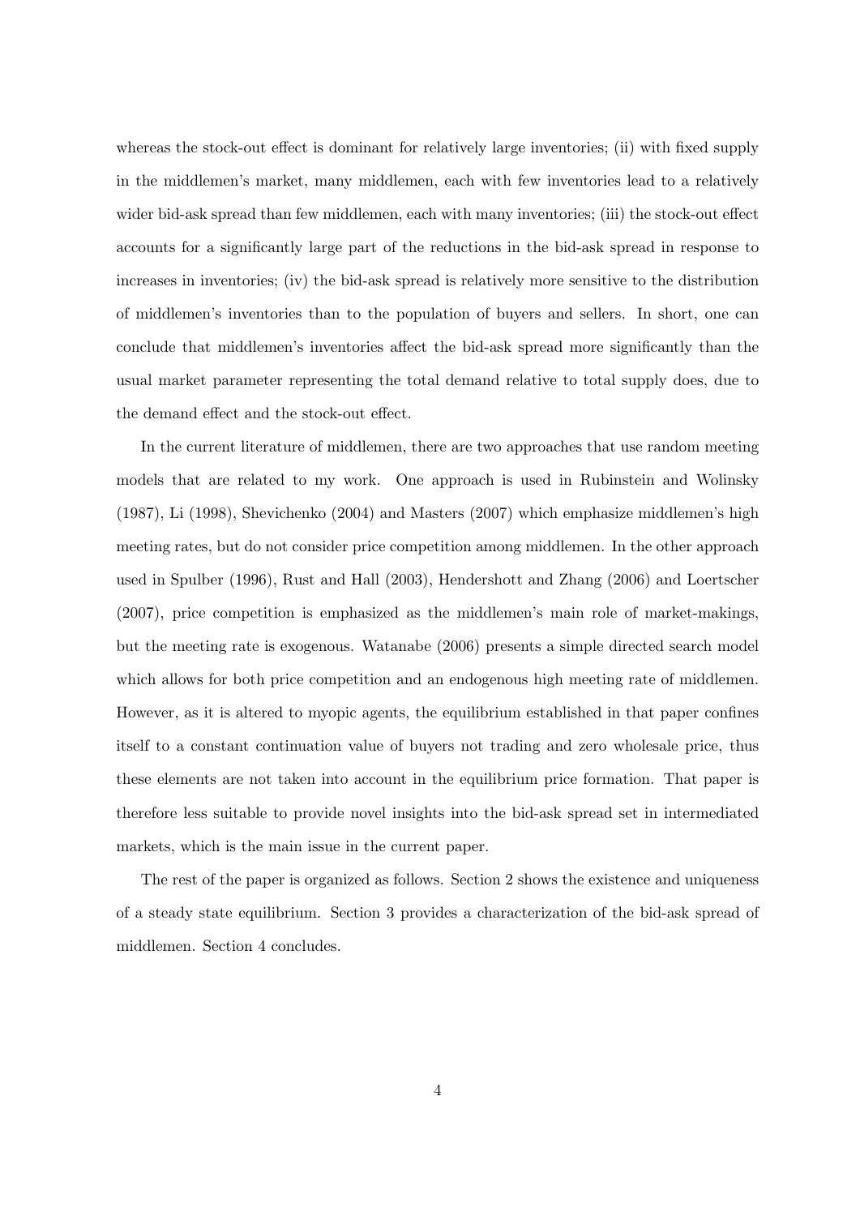whereas the stock-out effect is dominant for relatively large inventories; (ii) with fixed supply in the middlemen's market, many middlemen, each with few inventories lead to a relatively wider bid-ask spread than few middlemen, each with many inventories; (iii) the stock-out effect accounts for a significantly large part of the reductions in the bid-ask spread in response to increases in inventories; (iv) the bid-ask spread is relatively more sensitive to the distribution of middlemen's inventories than to the population of buyers and sellers. In short, one can conclude that middlemen's inventories affect the bid-ask spread more significantly than the usual market parameter representing the total demand relative to total supply does, due to the demand effect and the stock-out effect.

In the current literature of middlemen, there are two approaches that use random meeting models that are related to my work. One approach is used in Rubinstein and Wolinsky (1987), Li (1998), Shevichenko (2004) and Masters (2007) which emphasize middlemen's high meeting rates, but do not consider price competition among middlemen. In the other approach used in Spulber (1996), Rust and Hall (2003), Hendershott and Zhang (2006) and Loertscher (2007), price competition is emphasized as the middlemen's main role of market-makings, but the meeting rate is exogenous. Watanabe (2006) presents a simple directed search model which allows for both price competition and an endogenous high meeting rate of middlemen. However, as it is altered to myopic agents, the equilibrium established in that paper confines itself to a constant continuation value of buyers not trading and zero wholesale price, thus these elements are not taken into account in the equilibrium price formation. That paper is therefore less suitable to provide novel insights into the bid-ask spread set in intermediated markets, which is the main issue in the current paper.

The rest of the paper is organized as follows. Section 2 shows the existence and uniqueness of a steady state equilibrium. Section 3 provides a characterization of the bid-ask spread of middlemen. Section 4 concludes.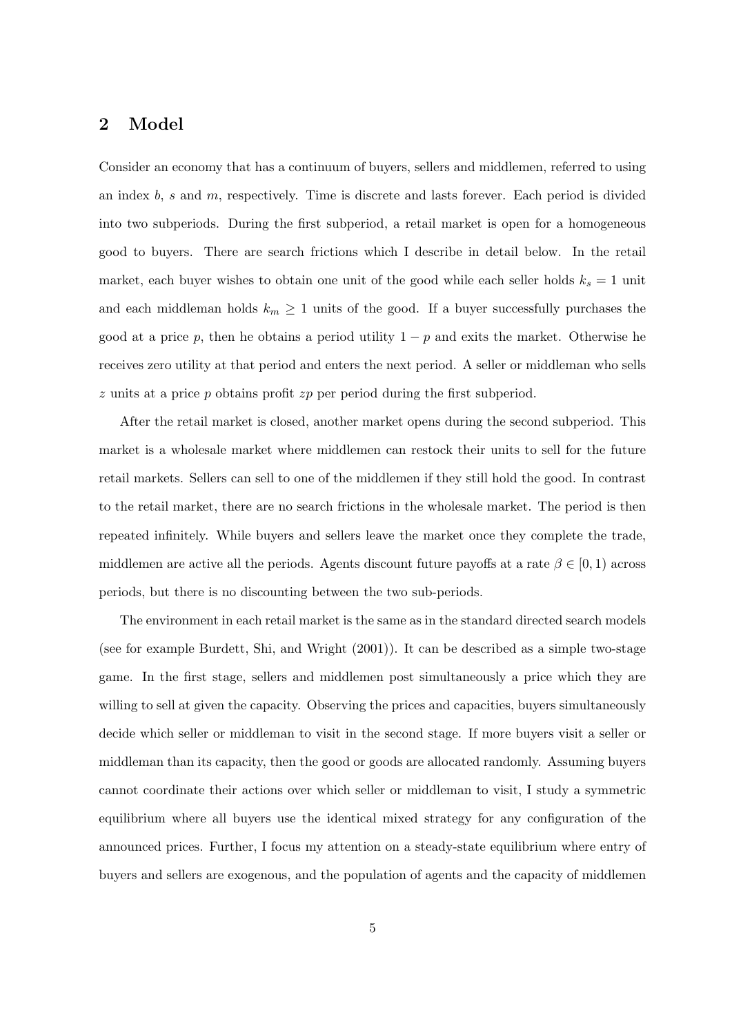## 2 Model

Consider an economy that has a continuum of buyers, sellers and middlemen, referred to using an index $b$, $s$ and $m$, respectively. Time is discrete and lasts forever. Each period is divided into two subperiods. During the first subperiod, a retail market is open for a homogeneous good to buyers. There are search frictions which I describe in detail below. In the retail market, each buyer wishes to obtain one unit of the good while each seller holds $k_s = 1$ unit and each middleman holds $k_m \geq 1$ units of the good. If a buyer successfully purchases the good at a price $p$, then he obtains a period utility $1 - p$ and exits the market. Otherwise he receives zero utility at that period and enters the next period. A seller or middleman who sells $z$ units at a price $p$ obtains profit $zp$ per period during the first subperiod.

After the retail market is closed, another market opens during the second subperiod. This market is a wholesale market where middlemen can restock their units to sell for the future retail markets. Sellers can sell to one of the middlemen if they still hold the good. In contrast to the retail market, there are no search frictions in the wholesale market. The period is then repeated infinitely. While buyers and sellers leave the market once they complete the trade, middlemen are active all the periods. Agents discount future payoffs at a rate $\beta \in [0, 1)$ across periods, but there is no discounting between the two sub-periods.

The environment in each retail market is the same as in the standard directed search models (see for example Burdett, Shi, and Wright (2001)). It can be described as a simple two-stage game. In the first stage, sellers and middlemen post simultaneously a price which they are willing to sell at given the capacity. Observing the prices and capacities, buyers simultaneously decide which seller or middleman to visit in the second stage. If more buyers visit a seller or middleman than its capacity, then the good or goods are allocated randomly. Assuming buyers cannot coordinate their actions over which seller or middleman to visit, I study a symmetric equilibrium where all buyers use the identical mixed strategy for any configuration of the announced prices. Further, I focus my attention on a steady-state equilibrium where entry of buyers and sellers are exogenous, and the population of agents and the capacity of middlemen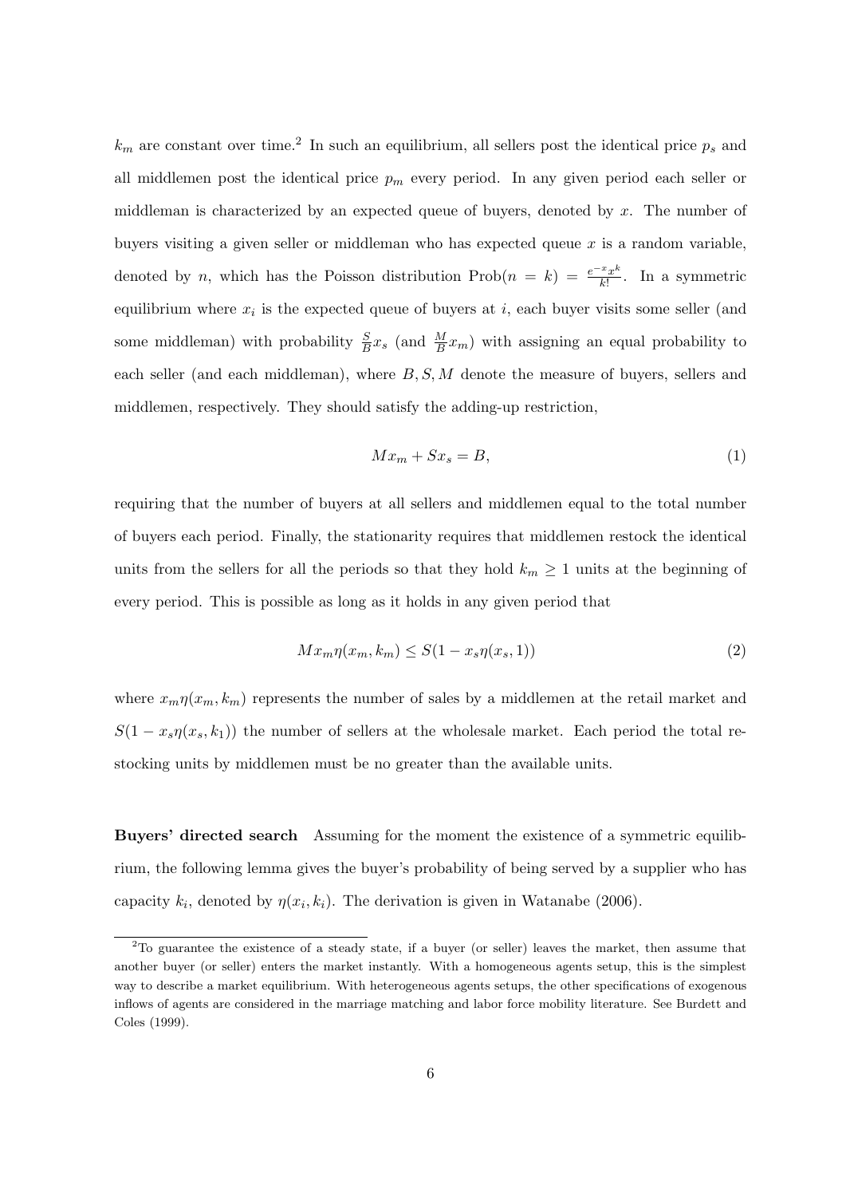$k_m$ are constant over time.[2] In such an equilibrium, all sellers post the identical price $p_s$ and all middlemen post the identical price $p_m$ every period. In any given period each seller or middleman is characterized by an expected queue of buyers, denoted by $x$. The number of buyers visiting a given seller or middleman who has expected queue $x$ is a random variable, denoted by $n$, which has the Poisson distribution $\text{Prob}(n = k) = \frac{e^{-x}x^k}{k!}$. In a symmetric equilibrium where $x_i$ is the expected queue of buyers at $i$, each buyer visits some seller (and some middleman) with probability $\frac{S}{B}x_s$ (and $\frac{M}{B}x_m$) with assigning an equal probability to each seller (and each middleman), where $B, S, M$ denote the measure of buyers, sellers and middlemen, respectively. They should satisfy the adding-up restriction,

$$Mx_m + Sx_s = B, \tag{1}$$

requiring that the number of buyers at all sellers and middlemen equal to the total number of buyers each period. Finally, the stationarity requires that middlemen restock the identical units from the sellers for all the periods so that they hold $k_m \geq 1$ units at the beginning of every period. This is possible as long as it holds in any given period that

$$Mx_m\eta(x_m, k_m) \leq S(1 - x_s\eta(x_s, 1)) \tag{2}$$

where $x_m\eta(x_m, k_m)$ represents the number of sales by a middlemen at the retail market and $S(1 - x_s\eta(x_s, k_1))$ the number of sellers at the wholesale market. Each period the total restocking units by middlemen must be no greater than the available units.

**Buyers' directed search** Assuming for the moment the existence of a symmetric equilibrium, the following lemma gives the buyer's probability of being served by a supplier who has capacity $k_i$, denoted by $\eta(x_i, k_i)$. The derivation is given in Watanabe (2006).

[2] To guarantee the existence of a steady state, if a buyer (or seller) leaves the market, then assume that another buyer (or seller) enters the market instantly. With a homogeneous agents setup, this is the simplest way to describe a market equilibrium. With heterogeneous agents setups, the other specifications of exogenous inflows of agents are considered in the marriage matching and labor force mobility literature. See Burdett and Coles (1999).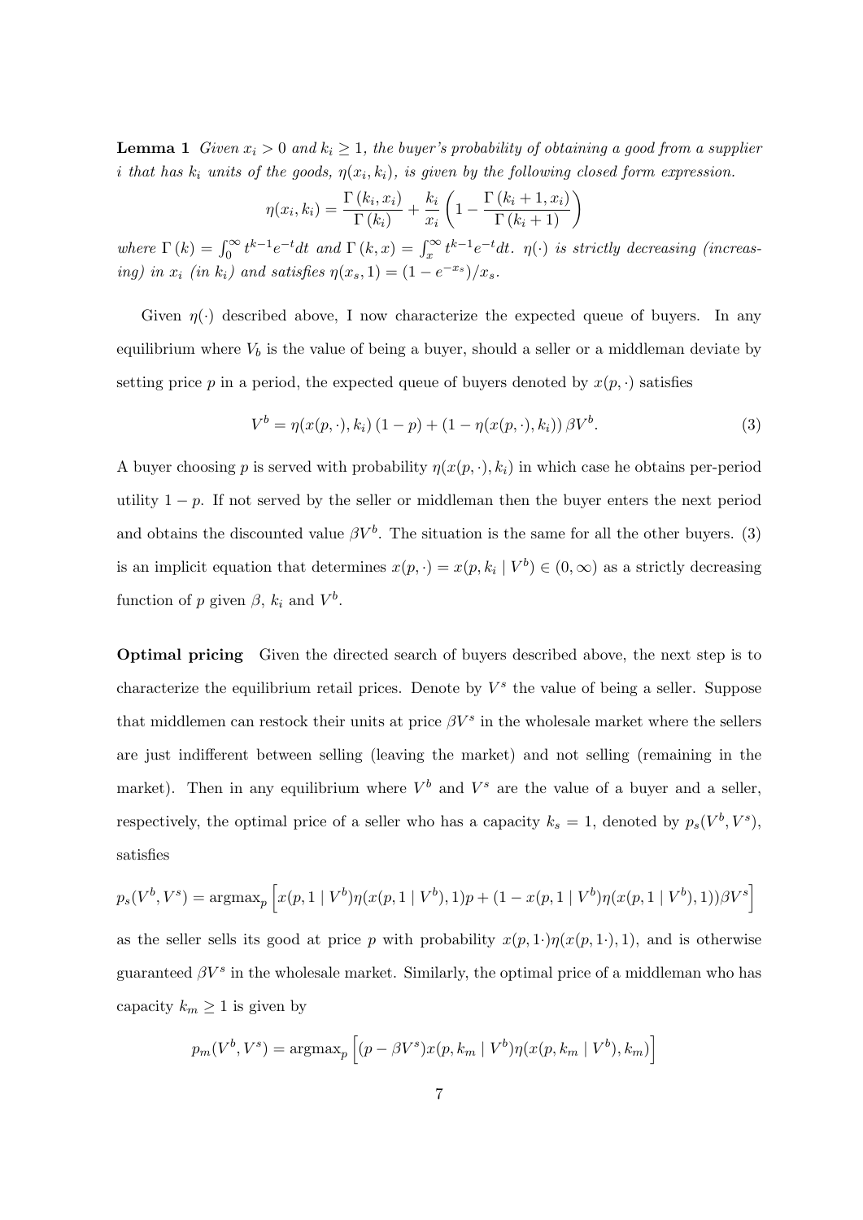**Lemma 1** *Given $x_i > 0$ and $k_i \geq 1$, the buyer's probability of obtaining a good from a supplier $i$ that has $k_i$ units of the goods, $\eta(x_i, k_i)$, is given by the following closed form expression.*

$$\eta(x_i, k_i) = \frac{\Gamma(k_i, x_i)}{\Gamma(k_i)} + \frac{k_i}{x_i}\left(1 - \frac{\Gamma(k_i+1, x_i)}{\Gamma(k_i+1)}\right)$$

*where $\Gamma(k) = \int_0^\infty t^{k-1}e^{-t}dt$ and $\Gamma(k, x) = \int_x^\infty t^{k-1}e^{-t}dt$. $\eta(\cdot)$ is strictly decreasing (increasing) in $x_i$ (in $k_i$) and satisfies $\eta(x_s, 1) = (1 - e^{-x_s})/x_s$.*

Given $\eta(\cdot)$ described above, I now characterize the expected queue of buyers. In any equilibrium where $V_b$ is the value of being a buyer, should a seller or a middleman deviate by setting price $p$ in a period, the expected queue of buyers denoted by $x(p, \cdot)$ satisfies

$$V^b = \eta(x(p, \cdot), k_i)(1 - p) + (1 - \eta(x(p, \cdot), k_i))\,\beta V^b. \tag{3}$$

A buyer choosing $p$ is served with probability $\eta(x(p, \cdot), k_i)$ in which case he obtains per-period utility $1 - p$. If not served by the seller or middleman then the buyer enters the next period and obtains the discounted value $\beta V^b$. The situation is the same for all the other buyers. (3) is an implicit equation that determines $x(p, \cdot) = x(p, k_i \mid V^b) \in (0, \infty)$ as a strictly decreasing function of $p$ given $\beta$, $k_i$ and $V^b$.

**Optimal pricing** Given the directed search of buyers described above, the next step is to characterize the equilibrium retail prices. Denote by $V^s$ the value of being a seller. Suppose that middlemen can restock their units at price $\beta V^s$ in the wholesale market where the sellers are just indifferent between selling (leaving the market) and not selling (remaining in the market). Then in any equilibrium where $V^b$ and $V^s$ are the value of a buyer and a seller, respectively, the optimal price of a seller who has a capacity $k_s = 1$, denoted by $p_s(V^b, V^s)$, satisfies

$$p_s(V^b, V^s) = \text{argmax}_p \left[x(p, 1 \mid V^b)\eta(x(p, 1 \mid V^b), 1)p + (1 - x(p, 1 \mid V^b)\eta(x(p, 1 \mid V^b), 1))\beta V^s\right]$$

as the seller sells its good at price $p$ with probability $x(p, 1 \cdot)\eta(x(p, 1 \cdot), 1)$, and is otherwise guaranteed $\beta V^s$ in the wholesale market. Similarly, the optimal price of a middleman who has capacity $k_m \geq 1$ is given by

$$p_m(V^b, V^s) = \text{argmax}_p \left[(p - \beta V^s)x(p, k_m \mid V^b)\eta(x(p, k_m \mid V^b), k_m)\right]$$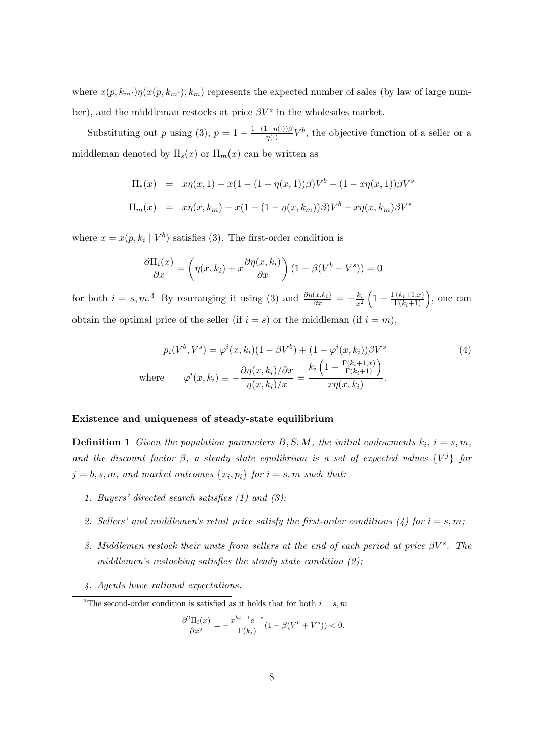where $x(p, k_m\cdot)\eta(x(p, k_m\cdot), k_m)$ represents the expected number of sales (by law of large number), and the middleman restocks at price $\beta V^s$ in the wholesales market.

Substituting out $p$ using (3), $p = 1 - \frac{1-(1-\eta(\cdot))\beta}{\eta(\cdot)}V^b$, the objective function of a seller or a middleman denoted by $\Pi_s(x)$ or $\Pi_m(x)$ can be written as

$$
\begin{aligned}
\Pi_s(x) &= x\eta(x,1) - x(1-(1-\eta(x,1))\beta)V^b + (1-x\eta(x,1))\beta V^s \\
\Pi_m(x) &= x\eta(x,k_m) - x(1-(1-\eta(x,k_m))\beta)V^b - x\eta(x,k_m)\beta V^s
\end{aligned}
$$

where $x = x(p, k_i \mid V^b)$ satisfies (3). The first-order condition is

$$
\frac{\partial \Pi_i(x)}{\partial x} = \left(\eta(x,k_i) + x\frac{\partial \eta(x,k_i)}{\partial x}\right)(1-\beta(V^b+V^s)) = 0
$$

for both $i = s, m$.[3] By rearranging it using (3) and $\frac{\partial \eta(x,k_i)}{\partial x} = -\frac{k_i}{x^2}\left(1 - \frac{\Gamma(k_i+1,x)}{\Gamma(k_i+1)}\right)$, one can obtain the optimal price of the seller (if $i = s$) or the middleman (if $i = m$),

$$
\begin{aligned}
p_i(V^b, V^s) &= \varphi^i(x,k_i)(1-\beta V^b) + (1-\varphi^i(x,k_i))\beta V^s \qquad (4)\\
\text{where} \qquad \varphi^i(x,k_i) &\equiv -\frac{\partial \eta(x,k_i)/\partial x}{\eta(x,k_i)/x} = \frac{k_i\left(1-\frac{\Gamma(k_i+1,x)}{\Gamma(k_i+1)}\right)}{x\eta(x,k_i)}.
\end{aligned}
$$

**Existence and uniqueness of steady-state equilibrium**

**Definition 1** *Given the population parameters $B, S, M$, the initial endowments $k_i$, $i = s, m$, and the discount factor $\beta$, a steady state equilibrium is a set of expected values $\{V^j\}$ for $j = b, s, m$, and market outcomes $\{x_i, p_i\}$ for $i = s, m$ such that:*

1. *Buyers' directed search satisfies (1) and (3);*
2. *Sellers' and middlemen's retail price satisfy the first-order conditions (4) for $i = s, m$;*
3. *Middlemen restock their units from sellers at the end of each period at price $\beta V^s$. The middlemen's restocking satisfies the steady state condition (2);*
4. *Agents have rational expectations.*

[3] The second-order condition is satisfied as it holds that for both $i = s, m$

$$
\frac{\partial^2 \Pi_i(x)}{\partial x^2} = -\frac{x^{k_i-1}e^{-x}}{\Gamma(k_i)}(1-\beta(V^b+V^s)) < 0.
$$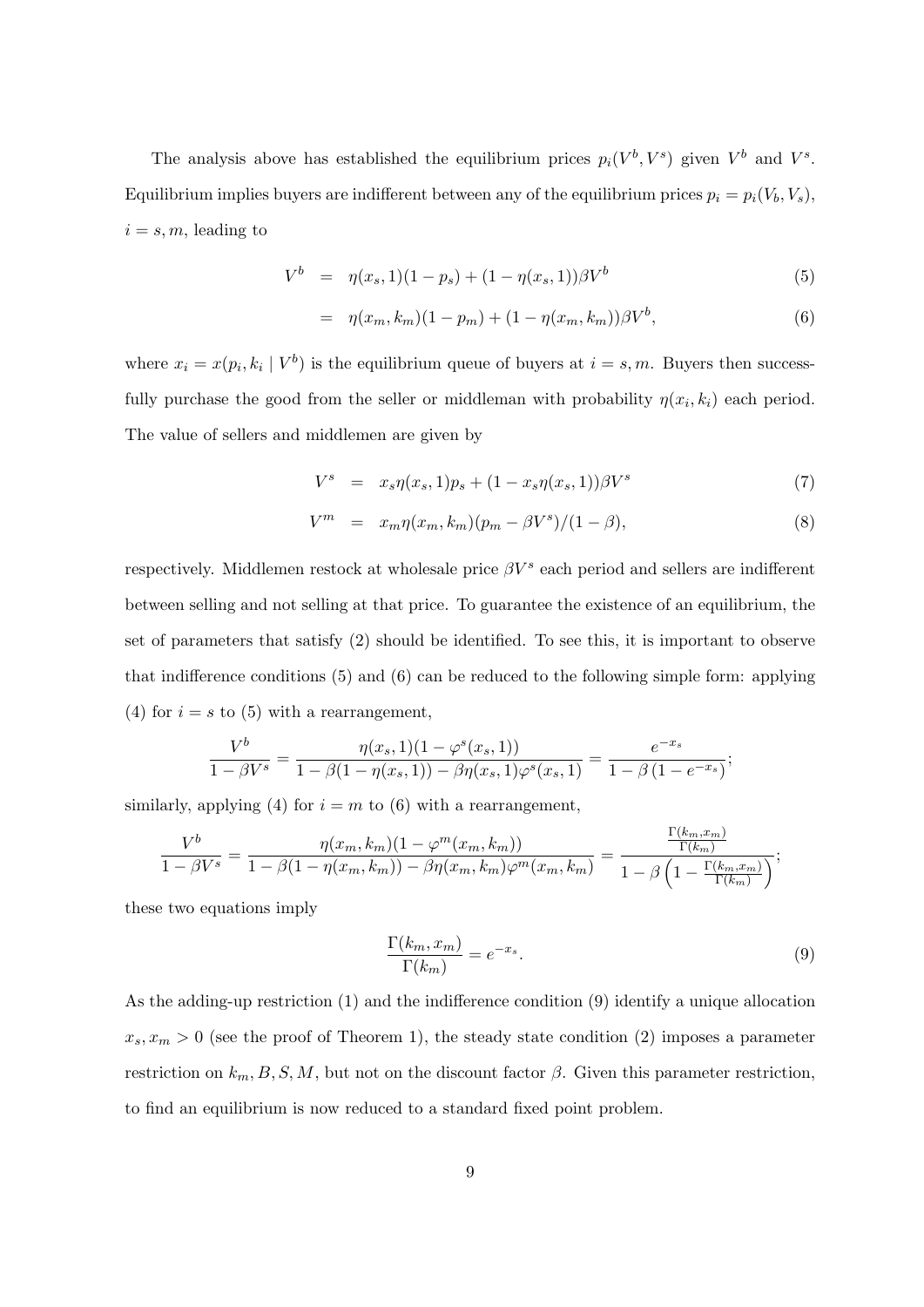The analysis above has established the equilibrium prices $p_i(V^b, V^s)$ given $V^b$ and $V^s$. Equilibrium implies buyers are indifferent between any of the equilibrium prices $p_i = p_i(V_b, V_s)$, $i = s, m$, leading to

$$V^b = \eta(x_s, 1)(1 - p_s) + (1 - \eta(x_s, 1))\beta V^b \tag{5}$$

$$= \eta(x_m, k_m)(1 - p_m) + (1 - \eta(x_m, k_m))\beta V^b, \tag{6}$$

where $x_i = x(p_i, k_i \mid V^b)$ is the equilibrium queue of buyers at $i = s, m$. Buyers then successfully purchase the good from the seller or middleman with probability $\eta(x_i, k_i)$ each period. The value of sellers and middlemen are given by

$$V^s = x_s \eta(x_s, 1) p_s + (1 - x_s \eta(x_s, 1))\beta V^s \tag{7}$$

$$V^m = x_m \eta(x_m, k_m)(p_m - \beta V^s)/(1 - \beta), \tag{8}$$

respectively. Middlemen restock at wholesale price $\beta V^s$ each period and sellers are indifferent between selling and not selling at that price. To guarantee the existence of an equilibrium, the set of parameters that satisfy (2) should be identified. To see this, it is important to observe that indifference conditions (5) and (6) can be reduced to the following simple form: applying (4) for $i = s$ to (5) with a rearrangement,

$$\frac{V^b}{1 - \beta V^s} = \frac{\eta(x_s, 1)(1 - \varphi^s(x_s, 1))}{1 - \beta(1 - \eta(x_s, 1)) - \beta \eta(x_s, 1)\varphi^s(x_s, 1)} = \frac{e^{-x_s}}{1 - \beta\left(1 - e^{-x_s}\right)};$$

similarly, applying (4) for $i = m$ to (6) with a rearrangement,

$$\frac{V^b}{1 - \beta V^s} = \frac{\eta(x_m, k_m)(1 - \varphi^m(x_m, k_m))}{1 - \beta(1 - \eta(x_m, k_m)) - \beta \eta(x_m, k_m)\varphi^m(x_m, k_m)} = \frac{\frac{\Gamma(k_m, x_m)}{\Gamma(k_m)}}{1 - \beta\left(1 - \frac{\Gamma(k_m, x_m)}{\Gamma(k_m)}\right)};$$

these two equations imply

$$\frac{\Gamma(k_m, x_m)}{\Gamma(k_m)} = e^{-x_s}. \tag{9}$$

As the adding-up restriction (1) and the indifference condition (9) identify a unique allocation $x_s, x_m > 0$ (see the proof of Theorem 1), the steady state condition (2) imposes a parameter restriction on $k_m, B, S, M$, but not on the discount factor $\beta$. Given this parameter restriction, to find an equilibrium is now reduced to a standard fixed point problem.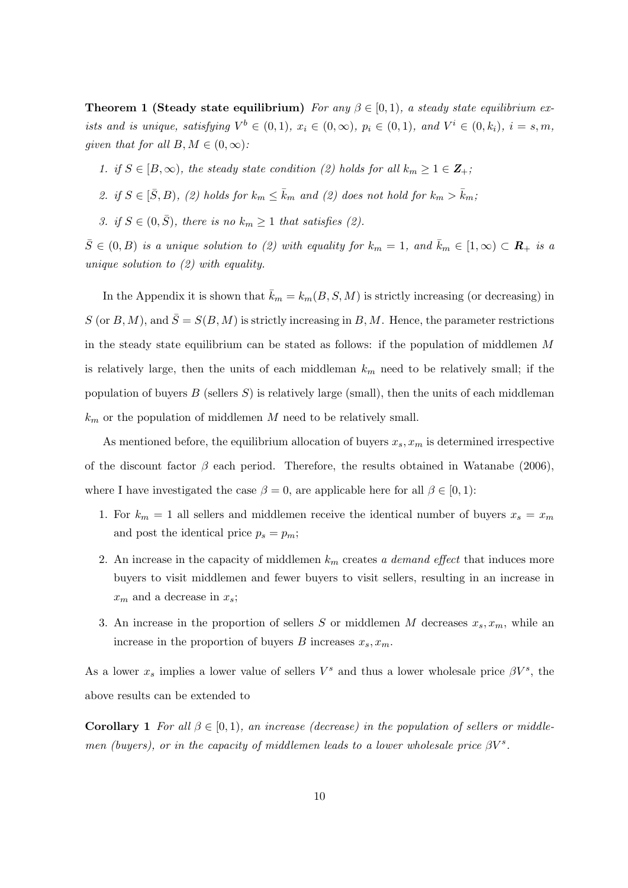**Theorem 1 (Steady state equilibrium)** *For any $\beta \in [0,1)$, a steady state equilibrium exists and is unique, satisfying $V^b \in (0,1)$, $x_i \in (0,\infty)$, $p_i \in (0,1)$, and $V^i \in (0,k_i)$, $i = s,m$, given that for all $B, M \in (0,\infty)$:*

1. *if $S \in [B,\infty)$, the steady state condition (2) holds for all $k_m \geq 1 \in \mathbf{Z}_+$;*
2. *if $S \in [\bar{S}, B)$, (2) holds for $k_m \leq \bar{k}_m$ and (2) does not hold for $k_m > \bar{k}_m$;*
3. *if $S \in (0,\bar{S})$, there is no $k_m \geq 1$ that satisfies (2).*

*$\bar{S} \in (0,B)$ is a unique solution to (2) with equality for $k_m = 1$, and $\bar{k}_m \in [1,\infty) \subset \mathbf{R}_+$ is a unique solution to (2) with equality.*

In the Appendix it is shown that $\bar{k}_m = k_m(B,S,M)$ is strictly increasing (or decreasing) in $S$ (or $B, M$), and $\bar{S} = S(B,M)$ is strictly increasing in $B, M$. Hence, the parameter restrictions in the steady state equilibrium can be stated as follows: if the population of middlemen $M$ is relatively large, then the units of each middleman $k_m$ need to be relatively small; if the population of buyers $B$ (sellers $S$) is relatively large (small), then the units of each middleman $k_m$ or the population of middlemen $M$ need to be relatively small.

As mentioned before, the equilibrium allocation of buyers $x_s, x_m$ is determined irrespective of the discount factor $\beta$ each period. Therefore, the results obtained in Watanabe (2006), where I have investigated the case $\beta = 0$, are applicable here for all $\beta \in [0,1)$:

1. For $k_m = 1$ all sellers and middlemen receive the identical number of buyers $x_s = x_m$ and post the identical price $p_s = p_m$;
2. An increase in the capacity of middlemen $k_m$ creates *a demand effect* that induces more buyers to visit middlemen and fewer buyers to visit sellers, resulting in an increase in $x_m$ and a decrease in $x_s$;
3. An increase in the proportion of sellers $S$ or middlemen $M$ decreases $x_s, x_m$, while an increase in the proportion of buyers $B$ increases $x_s, x_m$.

As a lower $x_s$ implies a lower value of sellers $V^s$ and thus a lower wholesale price $\beta V^s$, the above results can be extended to

**Corollary 1** *For all $\beta \in [0,1)$, an increase (decrease) in the population of sellers or middlemen (buyers), or in the capacity of middlemen leads to a lower wholesale price $\beta V^s$.*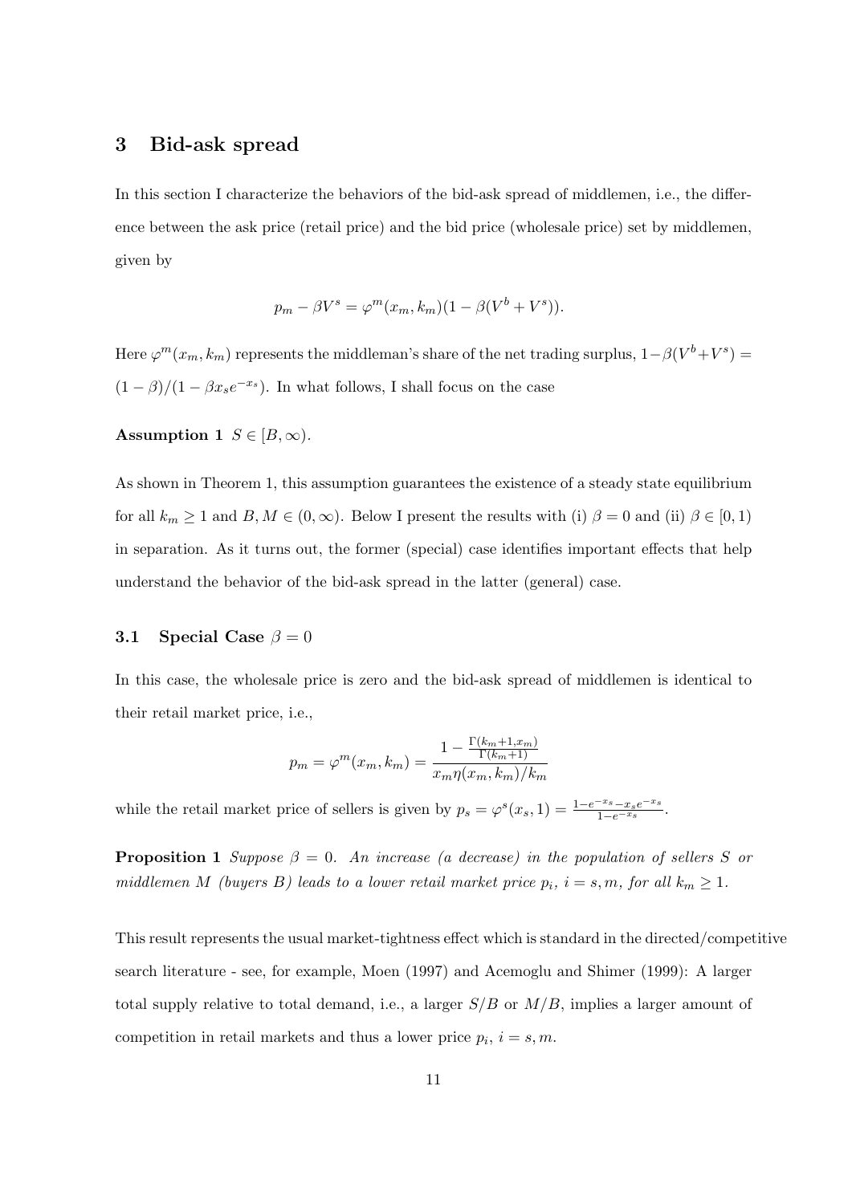## 3 Bid-ask spread

In this section I characterize the behaviors of the bid-ask spread of middlemen, i.e., the difference between the ask price (retail price) and the bid price (wholesale price) set by middlemen, given by

$$p_m - \beta V^s = \varphi^m(x_m, k_m)(1 - \beta(V^b + V^s)).$$

Here $\varphi^m(x_m, k_m)$ represents the middleman's share of the net trading surplus, $1-\beta(V^b+V^s) = (1-\beta)/(1-\beta x_s e^{-x_s})$. In what follows, I shall focus on the case

**Assumption 1** *$S \in [B, \infty)$.*

As shown in Theorem 1, this assumption guarantees the existence of a steady state equilibrium for all $k_m \geq 1$ and $B, M \in (0, \infty)$. Below I present the results with (i) $\beta = 0$ and (ii) $\beta \in [0, 1)$ in separation. As it turns out, the former (special) case identifies important effects that help understand the behavior of the bid-ask spread in the latter (general) case.

### 3.1 Special Case $\beta = 0$

In this case, the wholesale price is zero and the bid-ask spread of middlemen is identical to their retail market price, i.e.,

$$p_m = \varphi^m(x_m, k_m) = \frac{1 - \frac{\Gamma(k_m+1, x_m)}{\Gamma(k_m+1)}}{x_m \eta(x_m, k_m)/k_m}$$

while the retail market price of sellers is given by $p_s = \varphi^s(x_s, 1) = \frac{1-e^{-x_s}-x_s e^{-x_s}}{1-e^{-x_s}}$.

**Proposition 1** *Suppose $\beta = 0$. An increase (a decrease) in the population of sellers $S$ or middlemen $M$ (buyers $B$) leads to a lower retail market price $p_i$, $i = s, m$, for all $k_m \geq 1$.*

This result represents the usual market-tightness effect which is standard in the directed/competitive search literature - see, for example, Moen (1997) and Acemoglu and Shimer (1999): A larger total supply relative to total demand, i.e., a larger $S/B$ or $M/B$, implies a larger amount of competition in retail markets and thus a lower price $p_i$, $i = s, m$.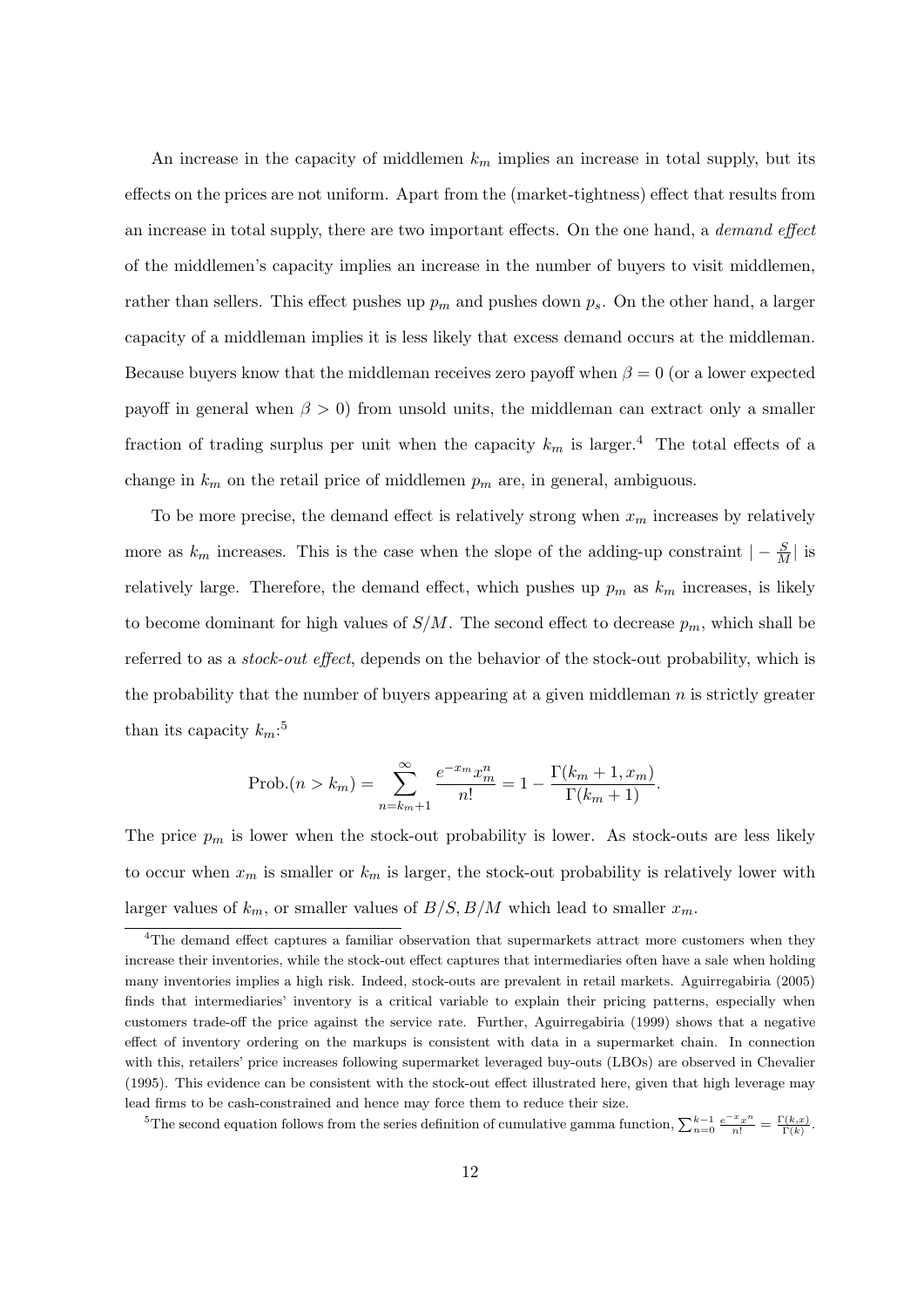An increase in the capacity of middlemen $k_m$ implies an increase in total supply, but its effects on the prices are not uniform. Apart from the (market-tightness) effect that results from an increase in total supply, there are two important effects. On the one hand, a *demand effect* of the middlemen's capacity implies an increase in the number of buyers to visit middlemen, rather than sellers. This effect pushes up $p_m$ and pushes down $p_s$. On the other hand, a larger capacity of a middleman implies it is less likely that excess demand occurs at the middleman. Because buyers know that the middleman receives zero payoff when $\beta = 0$ (or a lower expected payoff in general when $\beta > 0$) from unsold units, the middleman can extract only a smaller fraction of trading surplus per unit when the capacity $k_m$ is larger.[4] The total effects of a change in $k_m$ on the retail price of middlemen $p_m$ are, in general, ambiguous.

To be more precise, the demand effect is relatively strong when $x_m$ increases by relatively more as $k_m$ increases. This is the case when the slope of the adding-up constraint $|-\frac{S}{M}|$ is relatively large. Therefore, the demand effect, which pushes up $p_m$ as $k_m$ increases, is likely to become dominant for high values of $S/M$. The second effect to decrease $p_m$, which shall be referred to as a *stock-out effect*, depends on the behavior of the stock-out probability, which is the probability that the number of buyers appearing at a given middleman $n$ is strictly greater than its capacity $k_m$:[5]

$$\text{Prob.}(n > k_m) = \sum_{n=k_m+1}^{\infty} \frac{e^{-x_m} x_m^n}{n!} = 1 - \frac{\Gamma(k_m+1, x_m)}{\Gamma(k_m+1)}.$$

The price $p_m$ is lower when the stock-out probability is lower. As stock-outs are less likely to occur when $x_m$ is smaller or $k_m$ is larger, the stock-out probability is relatively lower with larger values of $k_m$, or smaller values of $B/S, B/M$ which lead to smaller $x_m$.

[4]The demand effect captures a familiar observation that supermarkets attract more customers when they increase their inventories, while the stock-out effect captures that intermediaries often have a sale when holding many inventories implies a high risk. Indeed, stock-outs are prevalent in retail markets. Aguirregabiria (2005) finds that intermediaries' inventory is a critical variable to explain their pricing patterns, especially when customers trade-off the price against the service rate. Further, Aguirregabiria (1999) shows that a negative effect of inventory ordering on the markups is consistent with data in a supermarket chain. In connection with this, retailers' price increases following supermarket leveraged buy-outs (LBOs) are observed in Chevalier (1995). This evidence can be consistent with the stock-out effect illustrated here, given that high leverage may lead firms to be cash-constrained and hence may force them to reduce their size.

[5]The second equation follows from the series definition of cumulative gamma function, $\sum_{n=0}^{k-1} \frac{e^{-x}x^n}{n!} = \frac{\Gamma(k,x)}{\Gamma(k)}$.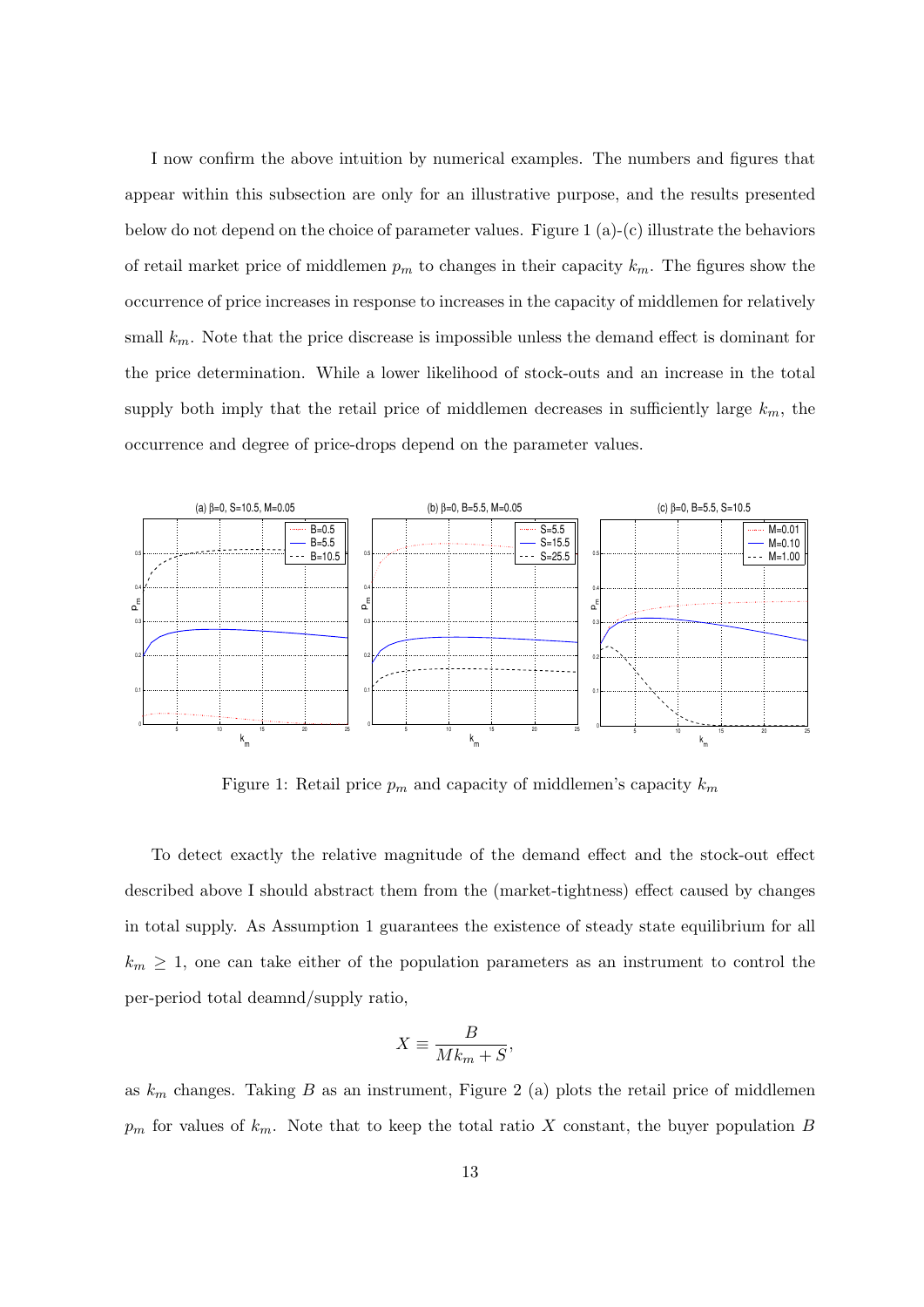I now confirm the above intuition by numerical examples. The numbers and figures that appear within this subsection are only for an illustrative purpose, and the results presented below do not depend on the choice of parameter values. Figure 1 (a)-(c) illustrate the behaviors of retail market price of middlemen $p_m$ to changes in their capacity $k_m$. The figures show the occurrence of price increases in response to increases in the capacity of middlemen for relatively small $k_m$. Note that the price discrease is impossible unless the demand effect is dominant for the price determination. While a lower likelihood of stock-outs and an increase in the total supply both imply that the retail price of middlemen decreases in sufficiently large $k_m$, the occurrence and degree of price-drops depend on the parameter values.

Figure 1: Retail price $p_m$ and capacity of middlemen's capacity $k_m$

To detect exactly the relative magnitude of the demand effect and the stock-out effect described above I should abstract them from the (market-tightness) effect caused by changes in total supply. As Assumption 1 guarantees the existence of steady state equilibrium for all $k_m \geq 1$, one can take either of the population parameters as an instrument to control the per-period total deamnd/supply ratio,

$$X \equiv \frac{B}{Mk_m + S},$$

as $k_m$ changes. Taking $B$ as an instrument, Figure 2 (a) plots the retail price of middlemen $p_m$ for values of $k_m$. Note that to keep the total ratio $X$ constant, the buyer population $B$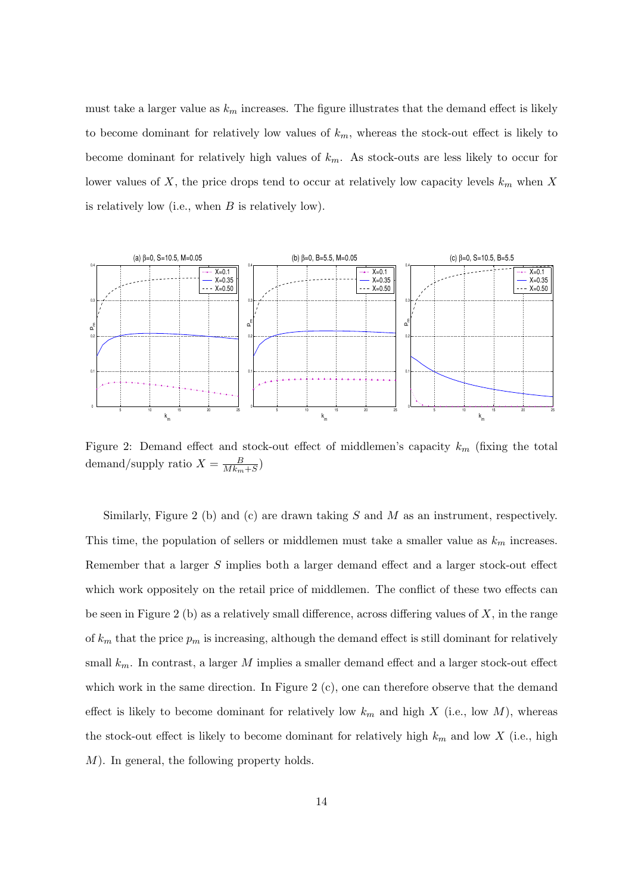must take a larger value as $k_m$ increases. The figure illustrates that the demand effect is likely to become dominant for relatively low values of $k_m$, whereas the stock-out effect is likely to become dominant for relatively high values of $k_m$. As stock-outs are less likely to occur for lower values of $X$, the price drops tend to occur at relatively low capacity levels $k_m$ when $X$ is relatively low (i.e., when $B$ is relatively low).

Figure 2: Demand effect and stock-out effect of middlemen's capacity $k_m$ (fixing the total demand/supply ratio $X = \frac{B}{Mk_m+S}$)

Similarly, Figure 2 (b) and (c) are drawn taking $S$ and $M$ as an instrument, respectively. This time, the population of sellers or middlemen must take a smaller value as $k_m$ increases. Remember that a larger $S$ implies both a larger demand effect and a larger stock-out effect which work oppositely on the retail price of middlemen. The conflict of these two effects can be seen in Figure 2 (b) as a relatively small difference, across differing values of $X$, in the range of $k_m$ that the price $p_m$ is increasing, although the demand effect is still dominant for relatively small $k_m$. In contrast, a larger $M$ implies a smaller demand effect and a larger stock-out effect which work in the same direction. In Figure 2 (c), one can therefore observe that the demand effect is likely to become dominant for relatively low $k_m$ and high $X$ (i.e., low $M$), whereas the stock-out effect is likely to become dominant for relatively high $k_m$ and low $X$ (i.e., high $M$). In general, the following property holds.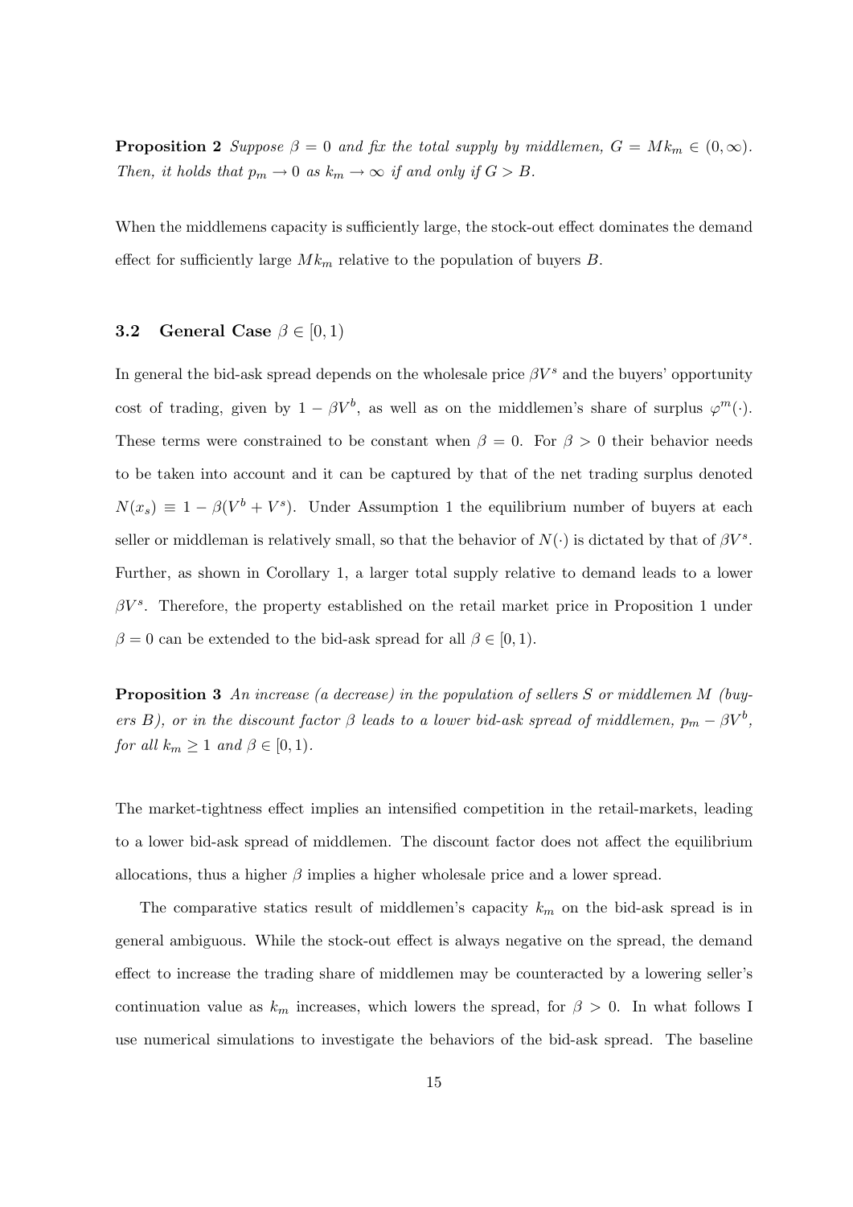**Proposition 2** *Suppose $\beta = 0$ and fix the total supply by middlemen, $G = Mk_m \in (0, \infty)$. Then, it holds that $p_m \to 0$ as $k_m \to \infty$ if and only if $G > B$.*

When the middlemens capacity is sufficiently large, the stock-out effect dominates the demand effect for sufficiently large $Mk_m$ relative to the population of buyers $B$.

### 3.2 General Case $\beta \in [0, 1)$

In general the bid-ask spread depends on the wholesale price $\beta V^s$ and the buyers' opportunity cost of trading, given by $1 - \beta V^b$, as well as on the middlemen's share of surplus $\varphi^m(\cdot)$. These terms were constrained to be constant when $\beta = 0$. For $\beta > 0$ their behavior needs to be taken into account and it can be captured by that of the net trading surplus denoted $N(x_s) \equiv 1 - \beta(V^b + V^s)$. Under Assumption 1 the equilibrium number of buyers at each seller or middleman is relatively small, so that the behavior of $N(\cdot)$ is dictated by that of $\beta V^s$. Further, as shown in Corollary 1, a larger total supply relative to demand leads to a lower $\beta V^s$. Therefore, the property established on the retail market price in Proposition 1 under $\beta = 0$ can be extended to the bid-ask spread for all $\beta \in [0, 1)$.

**Proposition 3** *An increase (a decrease) in the population of sellers $S$ or middlemen $M$ (buyers $B$), or in the discount factor $\beta$ leads to a lower bid-ask spread of middlemen, $p_m - \beta V^b$, for all $k_m \geq 1$ and $\beta \in [0, 1)$.*

The market-tightness effect implies an intensified competition in the retail-markets, leading to a lower bid-ask spread of middlemen. The discount factor does not affect the equilibrium allocations, thus a higher $\beta$ implies a higher wholesale price and a lower spread.

The comparative statics result of middlemen's capacity $k_m$ on the bid-ask spread is in general ambiguous. While the stock-out effect is always negative on the spread, the demand effect to increase the trading share of middlemen may be counteracted by a lowering seller's continuation value as $k_m$ increases, which lowers the spread, for $\beta > 0$. In what follows I use numerical simulations to investigate the behaviors of the bid-ask spread. The baseline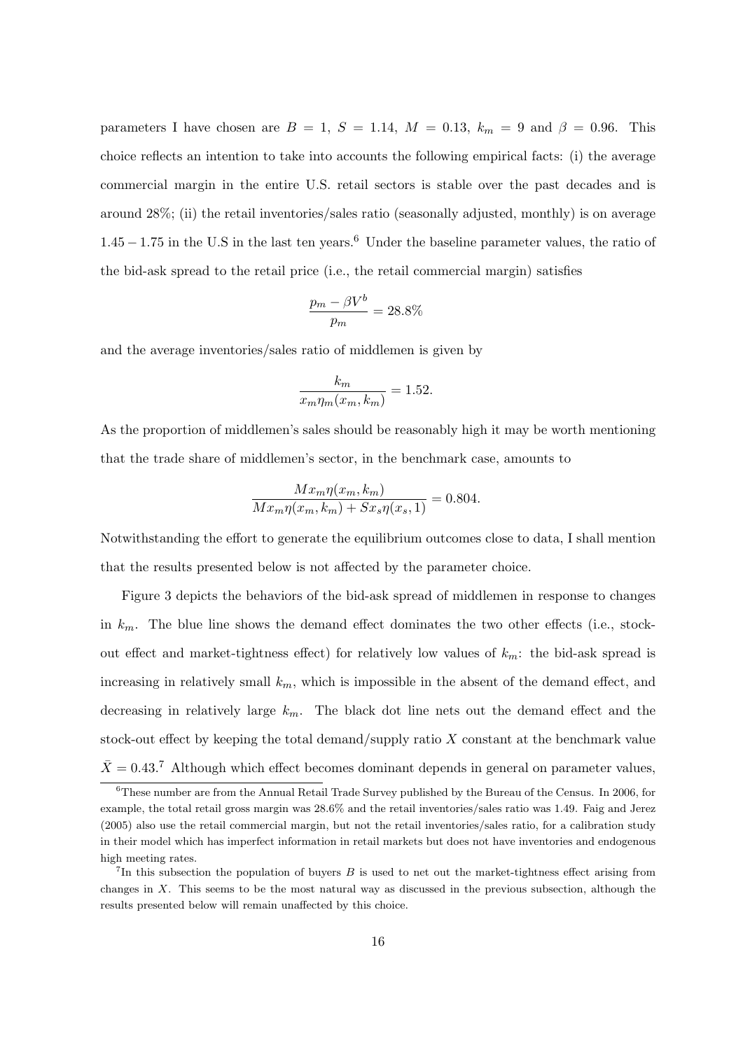parameters I have chosen are $B = 1$, $S = 1.14$, $M = 0.13$, $k_m = 9$ and $\beta = 0.96$. This choice reflects an intention to take into accounts the following empirical facts: (i) the average commercial margin in the entire U.S. retail sectors is stable over the past decades and is around 28%; (ii) the retail inventories/sales ratio (seasonally adjusted, monthly) is on average $1.45 - 1.75$ in the U.S in the last ten years.[6] Under the baseline parameter values, the ratio of the bid-ask spread to the retail price (i.e., the retail commercial margin) satisfies

$$\frac{p_m - \beta V^b}{p_m} = 28.8\%$$

and the average inventories/sales ratio of middlemen is given by

$$\frac{k_m}{x_m \eta_m(x_m, k_m)} = 1.52.$$

As the proportion of middlemen's sales should be reasonably high it may be worth mentioning that the trade share of middlemen's sector, in the benchmark case, amounts to

$$\frac{M x_m \eta(x_m, k_m)}{M x_m \eta(x_m, k_m) + S x_s \eta(x_s, 1)} = 0.804.$$

Notwithstanding the effort to generate the equilibrium outcomes close to data, I shall mention that the results presented below is not affected by the parameter choice.

Figure 3 depicts the behaviors of the bid-ask spread of middlemen in response to changes in $k_m$. The blue line shows the demand effect dominates the two other effects (i.e., stock-out effect and market-tightness effect) for relatively low values of $k_m$: the bid-ask spread is increasing in relatively small $k_m$, which is impossible in the absent of the demand effect, and decreasing in relatively large $k_m$. The black dot line nets out the demand effect and the stock-out effect by keeping the total demand/supply ratio $X$ constant at the benchmark value $\bar{X} = 0.43$.[7] Although which effect becomes dominant depends in general on parameter values,

[6] These number are from the Annual Retail Trade Survey published by the Bureau of the Census. In 2006, for example, the total retail gross margin was 28.6% and the retail inventories/sales ratio was 1.49. Faig and Jerez (2005) also use the retail commercial margin, but not the retail inventories/sales ratio, for a calibration study in their model which has imperfect information in retail markets but does not have inventories and endogenous high meeting rates.

[7] In this subsection the population of buyers $B$ is used to net out the market-tightness effect arising from changes in $X$. This seems to be the most natural way as discussed in the previous subsection, although the results presented below will remain unaffected by this choice.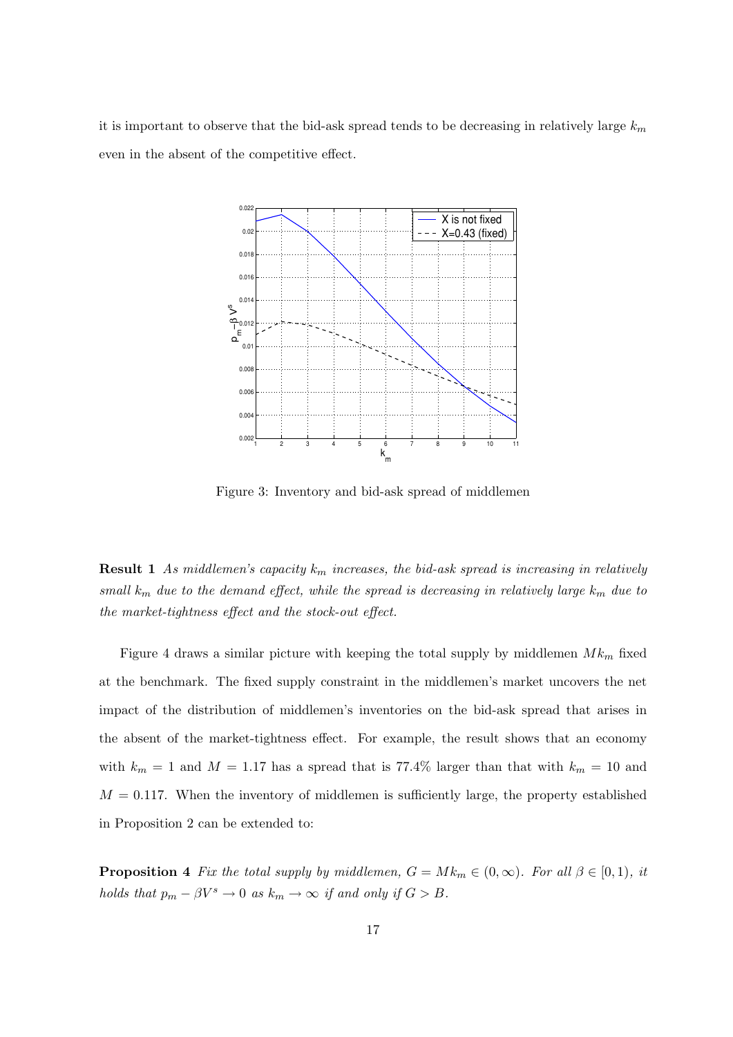it is important to observe that the bid-ask spread tends to be decreasing in relatively large $k_m$ even in the absent of the competitive effect.

Figure 3: Inventory and bid-ask spread of middlemen

**Result 1** *As middlemen's capacity $k_m$ increases, the bid-ask spread is increasing in relatively small $k_m$ due to the demand effect, while the spread is decreasing in relatively large $k_m$ due to the market-tightness effect and the stock-out effect.*

Figure 4 draws a similar picture with keeping the total supply by middlemen $Mk_m$ fixed at the benchmark. The fixed supply constraint in the middlemen's market uncovers the net impact of the distribution of middlemen's inventories on the bid-ask spread that arises in the absence of the market-tightness effect. For example, the result shows that an economy with $k_m = 1$ and $M = 1.17$ has a spread that is 77.4% larger than that with $k_m = 10$ and $M = 0.117$. When the inventory of middlemen is sufficiently large, the property established in Proposition 2 can be extended to:

**Proposition 4** *Fix the total supply by middlemen, $G = Mk_m \in (0, \infty)$. For all $\beta \in [0, 1)$, it holds that $p_m - \beta V^s \to 0$ as $k_m \to \infty$ if and only if $G > B$.*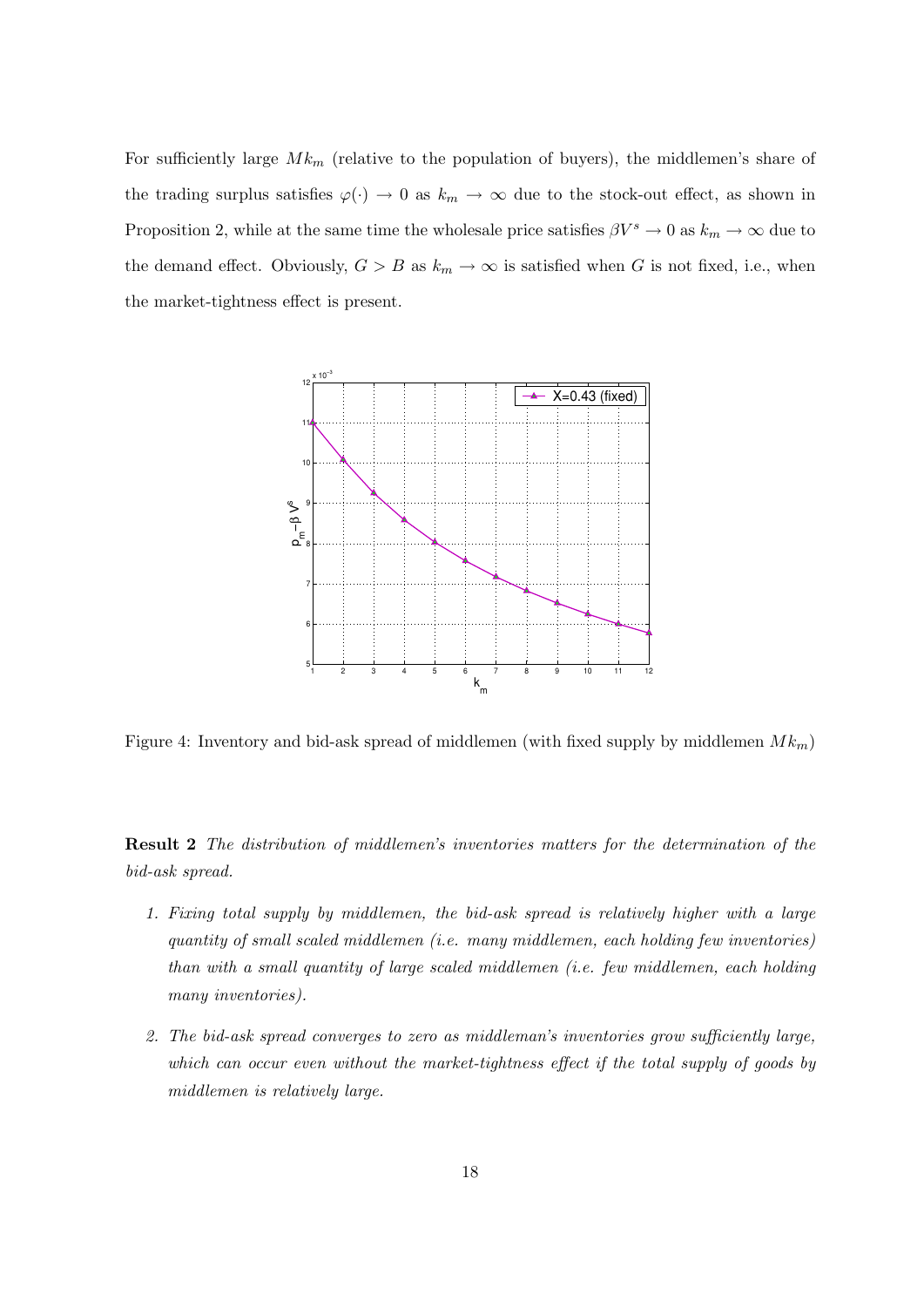For sufficiently large $Mk_m$ (relative to the population of buyers), the middlemen's share of the trading surplus satisfies $\varphi(\cdot) \to 0$ as $k_m \to \infty$ due to the stock-out effect, as shown in Proposition 2, while at the same time the wholesale price satisfies $\beta V^s \to 0$ as $k_m \to \infty$ due to the demand effect. Obviously, $G > B$ as $k_m \to \infty$ is satisfied when $G$ is not fixed, i.e., when the market-tightness effect is present.

Figure 4: Inventory and bid-ask spread of middlemen (with fixed supply by middlemen $Mk_m$)

**Result 2** *The distribution of middlemen's inventories matters for the determination of the bid-ask spread.*

1. *Fixing total supply by middlemen, the bid-ask spread is relatively higher with a large quantity of small scaled middlemen (i.e. many middlemen, each holding few inventories) than with a small quantity of large scaled middlemen (i.e. few middlemen, each holding many inventories).*

2. *The bid-ask spread converges to zero as middleman's inventories grow sufficiently large, which can occur even without the market-tightness effect if the total supply of goods by middlemen is relatively large.*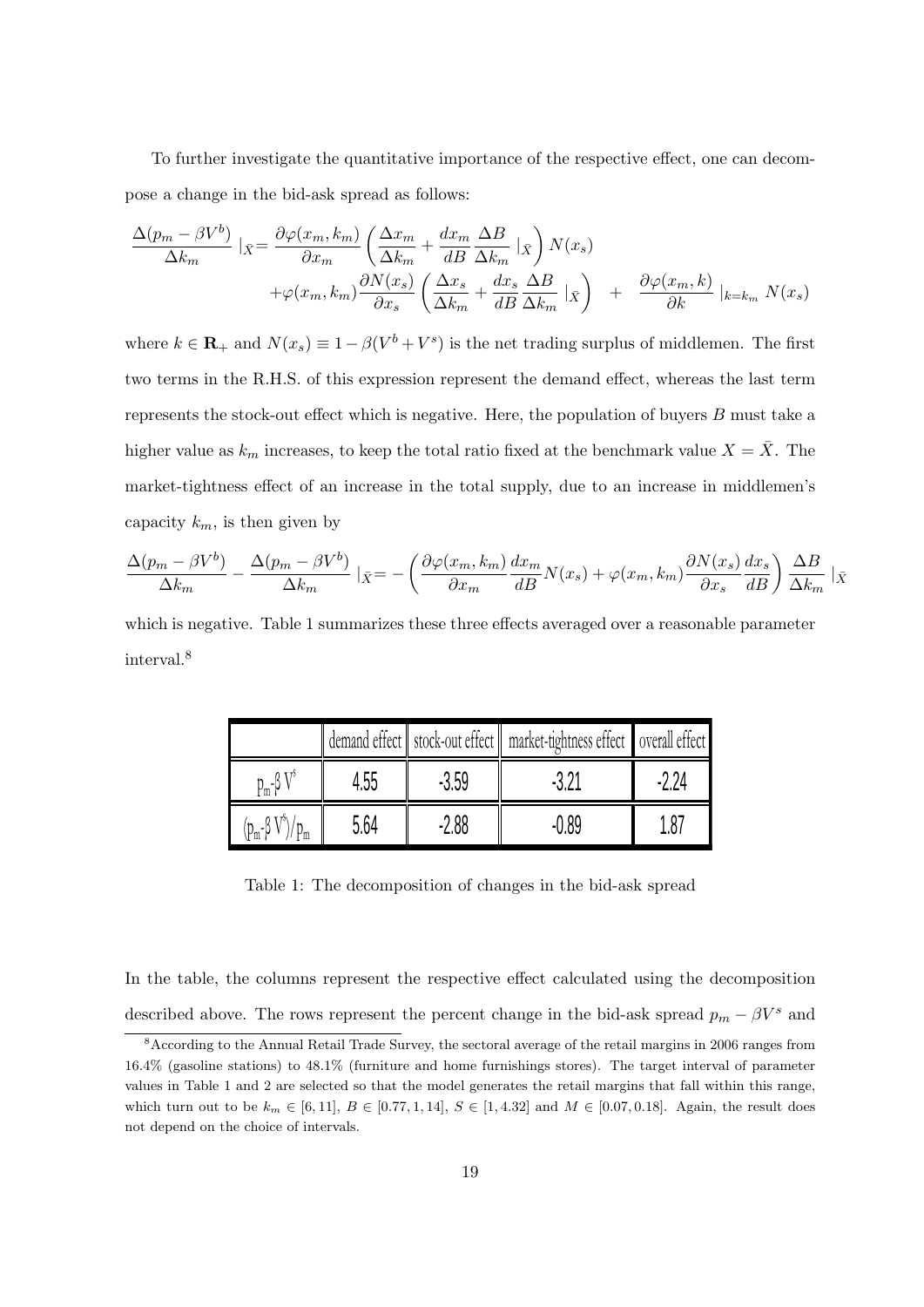To further investigate the quantitative importance of the respective effect, one can decompose a change in the bid-ask spread as follows:

$$\frac{\Delta(p_m - \beta V^b)}{\Delta k_m} \mid_{\bar{X}} = \frac{\partial \varphi(x_m, k_m)}{\partial x_m} \left( \frac{\Delta x_m}{\Delta k_m} + \frac{dx_m}{dB} \frac{\Delta B}{\Delta k_m} \mid_{\bar{X}} \right) N(x_s)$$
$$+ \varphi(x_m, k_m) \frac{\partial N(x_s)}{\partial x_s} \left( \frac{\Delta x_s}{\Delta k_m} + \frac{dx_s}{dB} \frac{\Delta B}{\Delta k_m} \mid_{\bar{X}} \right) \quad + \quad \frac{\partial \varphi(x_m, k)}{\partial k} \mid_{k=k_m} N(x_s)$$

where $k \in \mathbf{R}_+$ and $N(x_s) \equiv 1 - \beta(V^b + V^s)$ is the net trading surplus of middlemen. The first two terms in the R.H.S. of this expression represent the demand effect, whereas the last term represents the stock-out effect which is negative. Here, the population of buyers $B$ must take a higher value as $k_m$ increases, to keep the total ratio fixed at the benchmark value $X = \bar{X}$. The market-tightness effect of an increase in the total supply, due to an increase in middlemen's capacity $k_m$, is then given by

$$\frac{\Delta(p_m - \beta V^b)}{\Delta k_m} - \frac{\Delta(p_m - \beta V^b)}{\Delta k_m} \mid_{\bar{X}} = -\left( \frac{\partial \varphi(x_m, k_m)}{\partial x_m} \frac{dx_m}{dB} N(x_s) + \varphi(x_m, k_m) \frac{\partial N(x_s)}{\partial x_s} \frac{dx_s}{dB} \right) \frac{\Delta B}{\Delta k_m} \mid_{\bar{X}}$$

which is negative. Table 1 summarizes these three effects averaged over a reasonable parameter interval.[8]

| | demand effect | stock-out effect | market-tightness effect | overall effect |
|---|---|---|---|---|
| $p_m-\beta V^s$ | 4.55 | -3.59 | -3.21 | -2.24 |
| $(p_m-\beta V^s)/p_m$ | 5.64 | -2.88 | -0.89 | 1.87 |

Table 1: The decomposition of changes in the bid-ask spread

In the table, the columns represent the respective effect calculated using the decomposition described above. The rows represent the percent change in the bid-ask spread $p_m - \beta V^s$ and

[8] According to the Annual Retail Trade Survey, the sectoral average of the retail margins in 2006 ranges from 16.4% (gasoline stations) to 48.1% (furniture and home furnishings stores). The target interval of parameter values in Table 1 and 2 are selected so that the model generates the retail margins that fall within this range, which turn out to be $k_m \in [6, 11]$, $B \in [0.77, 1, 14]$, $S \in [1, 4.32]$ and $M \in [0.07, 0.18]$. Again, the result does not depend on the choice of intervals.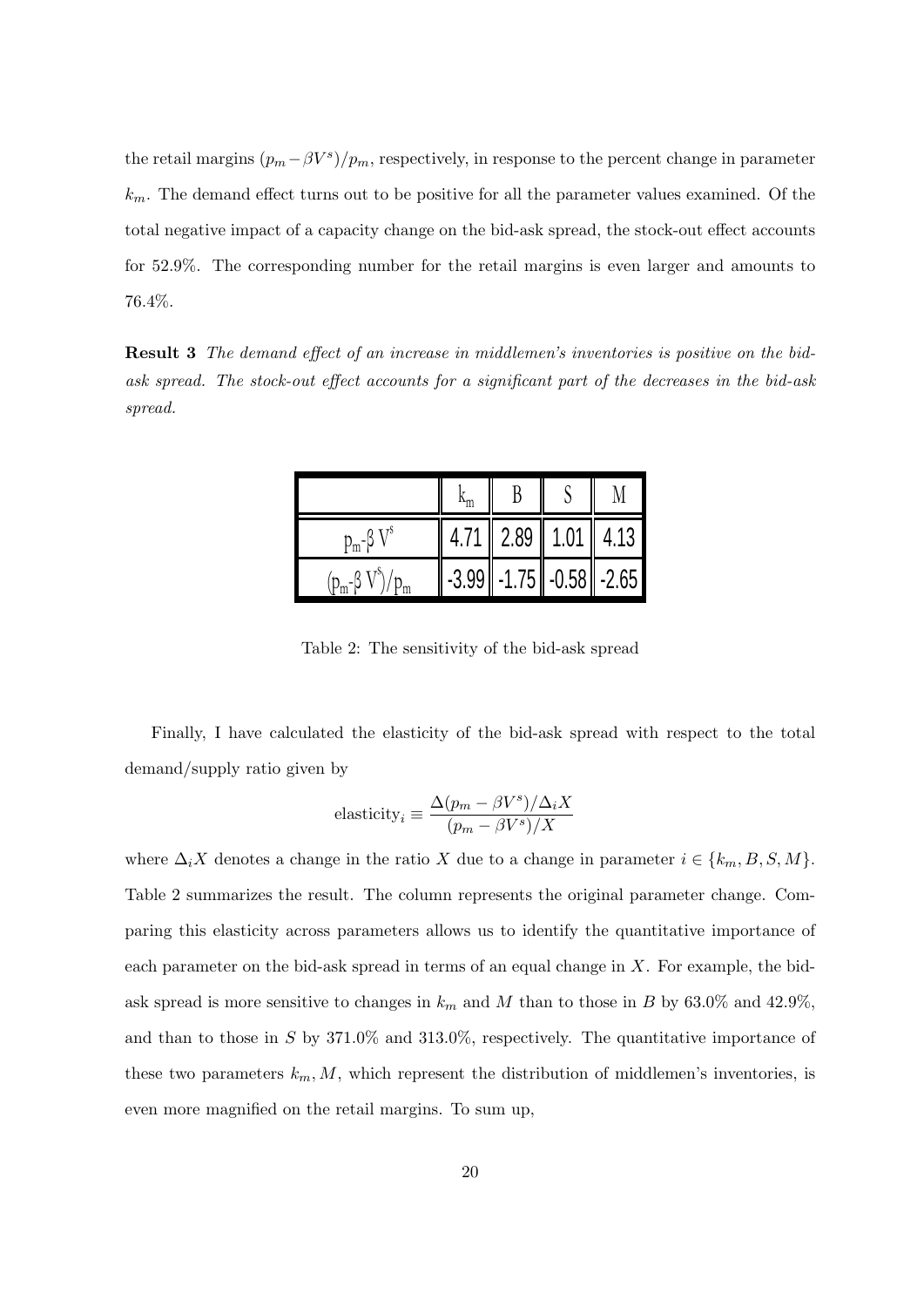the retail margins $(p_m - \beta V^s)/p_m$, respectively, in response to the percent change in parameter $k_m$. The demand effect turns out to be positive for all the parameter values examined. Of the total negative impact of a capacity change on the bid-ask spread, the stock-out effect accounts for 52.9%. The corresponding number for the retail margins is even larger and amounts to 76.4%.

**Result 3** *The demand effect of an increase in middlemen's inventories is positive on the bid-ask spread. The stock-out effect accounts for a significant part of the decreases in the bid-ask spread.*

| | $k_m$ | B | S | M |
|---|---|---|---|---|
| $p_m$-$\beta$ $V^s$ | 4.71 | 2.89 | 1.01 | 4.13 |
| $(p_m$-$\beta$ $V^s)/p_m$ | -3.99 | -1.75 | -0.58 | -2.65 |

Table 2: The sensitivity of the bid-ask spread

Finally, I have calculated the elasticity of the bid-ask spread with respect to the total demand/supply ratio given by

$$\text{elasticity}_i \equiv \frac{\Delta(p_m - \beta V^s)/\Delta_i X}{(p_m - \beta V^s)/X}$$

where $\Delta_i X$ denotes a change in the ratio $X$ due to a change in parameter $i \in \{k_m, B, S, M\}$. Table 2 summarizes the result. The column represents the original parameter change. Comparing this elasticity across parameters allows us to identify the quantitative importance of each parameter on the bid-ask spread in terms of an equal change in $X$. For example, the bid-ask spread is more sensitive to changes in $k_m$ and $M$ than to those in $B$ by 63.0% and 42.9%, and than to those in $S$ by 371.0% and 313.0%, respectively. The quantitative importance of these two parameters $k_m, M$, which represent the distribution of middlemen's inventories, is even more magnified on the retail margins. To sum up,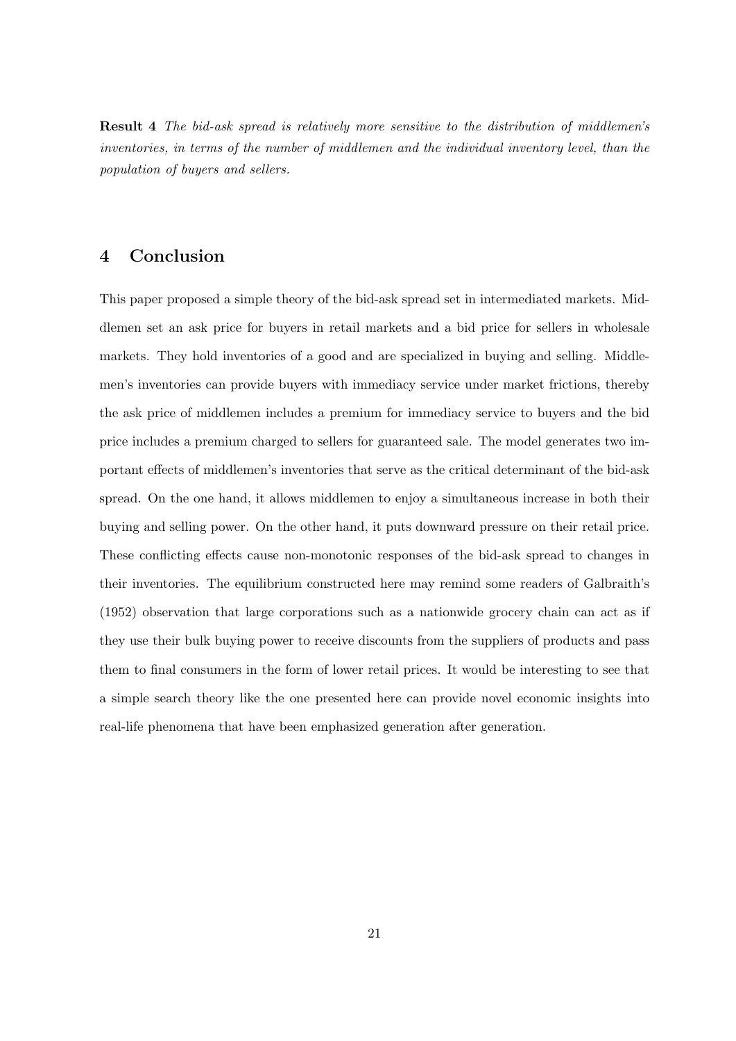**Result 4** *The bid-ask spread is relatively more sensitive to the distribution of middlemen's inventories, in terms of the number of middlemen and the individual inventory level, than the population of buyers and sellers.*

## 4 Conclusion

This paper proposed a simple theory of the bid-ask spread set in intermediated markets. Middlemen set an ask price for buyers in retail markets and a bid price for sellers in wholesale markets. They hold inventories of a good and are specialized in buying and selling. Middlemen's inventories can provide buyers with immediacy service under market frictions, thereby the ask price of middlemen includes a premium for immediacy service to buyers and the bid price includes a premium charged to sellers for guaranteed sale. The model generates two important effects of middlemen's inventories that serve as the critical determinant of the bid-ask spread. On the one hand, it allows middlemen to enjoy a simultaneous increase in both their buying and selling power. On the other hand, it puts downward pressure on their retail price. These conflicting effects cause non-monotonic responses of the bid-ask spread to changes in their inventories. The equilibrium constructed here may remind some readers of Galbraith's (1952) observation that large corporations such as a nationwide grocery chain can act as if they use their bulk buying power to receive discounts from the suppliers of products and pass them to final consumers in the form of lower retail prices. It would be interesting to see that a simple search theory like the one presented here can provide novel economic insights into real-life phenomena that have been emphasized generation after generation.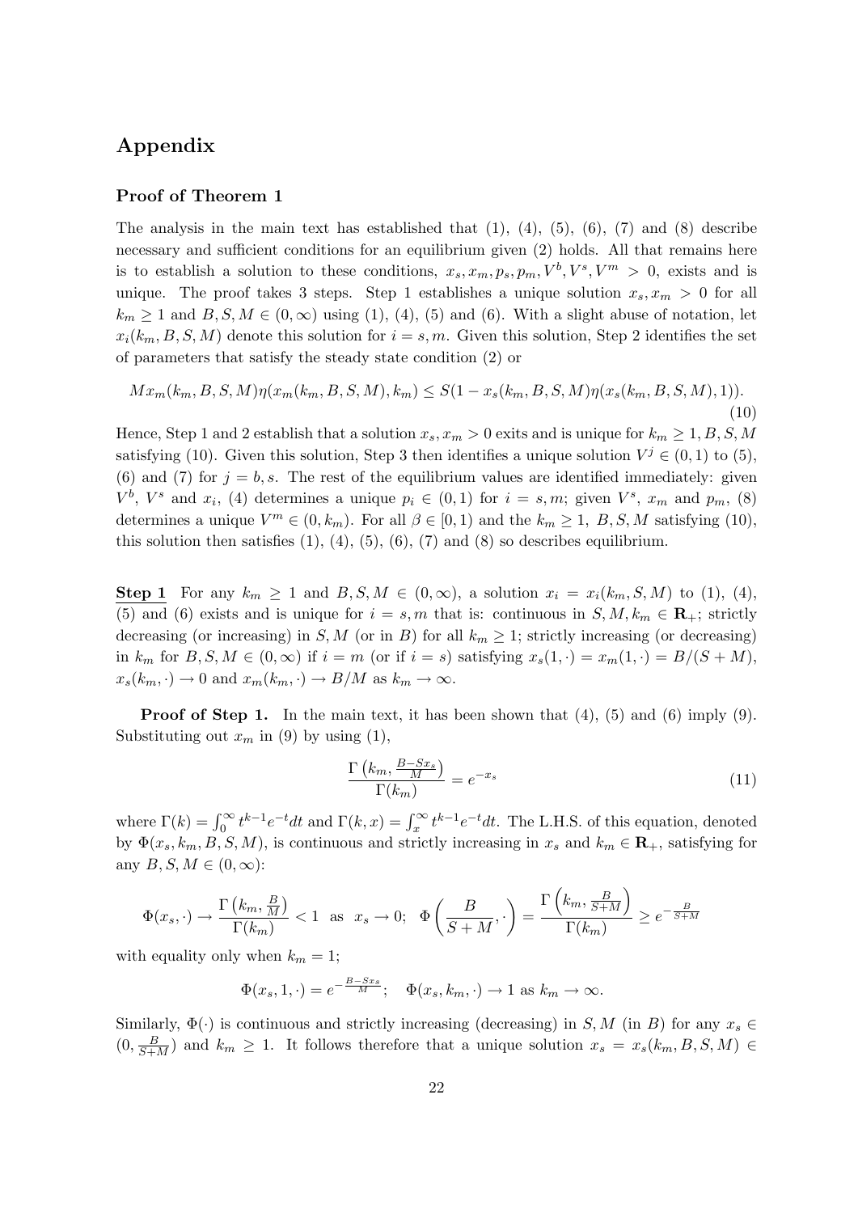## Appendix

### Proof of Theorem 1

The analysis in the main text has established that (1), (4), (5), (6), (7) and (8) describe necessary and sufficient conditions for an equilibrium given (2) holds. All that remains here is to establish a solution to these conditions, $x_s, x_m, p_s, p_m, V^b, V^s, V^m > 0$, exists and is unique. The proof takes 3 steps. Step 1 establishes a unique solution $x_s, x_m > 0$ for all $k_m \geq 1$ and $B, S, M \in (0, \infty)$ using (1), (4), (5) and (6). With a slight abuse of notation, let $x_i(k_m, B, S, M)$ denote this solution for $i = s, m$. Given this solution, Step 2 identifies the set of parameters that satisfy the steady state condition (2) or

$$M x_m(k_m, B, S, M)\eta(x_m(k_m, B, S, M), k_m) \leq S(1 - x_s(k_m, B, S, M)\eta(x_s(k_m, B, S, M), 1)). \tag{10}$$

Hence, Step 1 and 2 establish that a solution $x_s, x_m > 0$ exits and is unique for $k_m \geq 1, B, S, M$ satisfying (10). Given this solution, Step 3 then identifies a unique solution $V^j \in (0, 1)$ to (5), (6) and (7) for $j = b, s$. The rest of the equilibrium values are identified immediately: given $V^b$, $V^s$ and $x_i$, (4) determines a unique $p_i \in (0, 1)$ for $i = s, m$; given $V^s$, $x_m$ and $p_m$, (8) determines a unique $V^m \in (0, k_m)$. For all $\beta \in [0, 1)$ and the $k_m \geq 1$, $B, S, M$ satisfying (10), this solution then satisfies (1), (4), (5), (6), (7) and (8) so describes equilibrium.

**Step 1** For any $k_m \geq 1$ and $B, S, M \in (0, \infty)$, a solution $x_i = x_i(k_m, S, M)$ to (1), (4), (5) and (6) exists and is unique for $i = s, m$ that is: continuous in $S, M, k_m \in \mathbf{R}_+$; strictly decreasing (or increasing) in $S, M$ (or in $B$) for all $k_m \geq 1$; strictly increasing (or decreasing) in $k_m$ for $B, S, M \in (0, \infty)$ if $i = m$ (or if $i = s$) satisfying $x_s(1, \cdot) = x_m(1, \cdot) = B/(S + M)$, $x_s(k_m, \cdot) \to 0$ and $x_m(k_m, \cdot) \to B/M$ as $k_m \to \infty$.

**Proof of Step 1.** In the main text, it has been shown that (4), (5) and (6) imply (9). Substituting out $x_m$ in (9) by using (1),

$$\frac{\Gamma\left(k_m, \frac{B - S x_s}{M}\right)}{\Gamma(k_m)} = e^{-x_s} \tag{11}$$

where $\Gamma(k) = \int_0^\infty t^{k-1} e^{-t} dt$ and $\Gamma(k, x) = \int_x^\infty t^{k-1} e^{-t} dt$. The L.H.S. of this equation, denoted by $\Phi(x_s, k_m, B, S, M)$, is continuous and strictly increasing in $x_s$ and $k_m \in \mathbf{R}_+$, satisfying for any $B, S, M \in (0, \infty)$:

$$\Phi(x_s, \cdot) \to \frac{\Gamma\left(k_m, \frac{B}{M}\right)}{\Gamma(k_m)} < 1 \text{ as } x_s \to 0; \quad \Phi\left(\frac{B}{S+M}, \cdot\right) = \frac{\Gamma\left(k_m, \frac{B}{S+M}\right)}{\Gamma(k_m)} \geq e^{-\frac{B}{S+M}}$$

with equality only when $k_m = 1$;

$$\Phi(x_s, 1, \cdot) = e^{-\frac{B - S x_s}{M}}; \quad \Phi(x_s, k_m, \cdot) \to 1 \text{ as } k_m \to \infty.$$

Similarly, $\Phi(\cdot)$ is continuous and strictly increasing (decreasing) in $S, M$ (in $B$) for any $x_s \in (0, \frac{B}{S+M})$ and $k_m \geq 1$. It follows therefore that a unique solution $x_s = x_s(k_m, B, S, M) \in$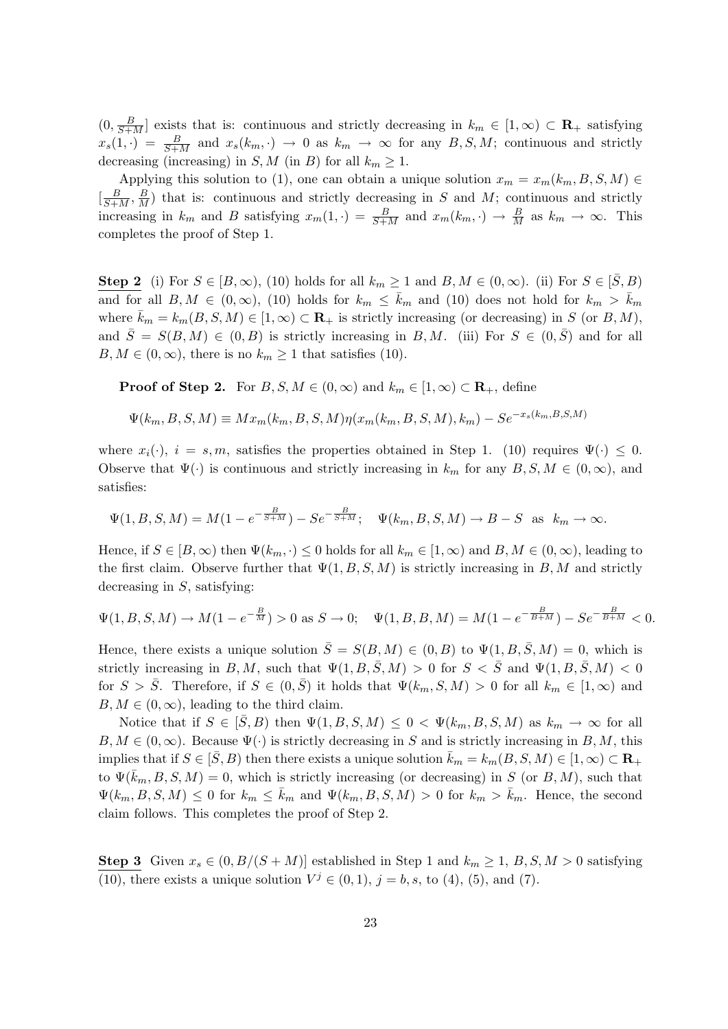$(0, \frac{B}{S+M}]$ exists that is: continuous and strictly decreasing in $k_m \in [1, \infty) \subset \mathbf{R}_+$ satisfying $x_s(1, \cdot) = \frac{B}{S+M}$ and $x_s(k_m, \cdot) \to 0$ as $k_m \to \infty$ for any $B, S, M$; continuous and strictly decreasing (increasing) in $S, M$ (in $B$) for all $k_m \geq 1$.

Applying this solution to (1), one can obtain a unique solution $x_m = x_m(k_m, B, S, M) \in [\frac{B}{S+M}, \frac{B}{M})$ that is: continuous and strictly decreasing in $S$ and $M$; continuous and strictly increasing in $k_m$ and $B$ satisfying $x_m(1, \cdot) = \frac{B}{S+M}$ and $x_m(k_m, \cdot) \to \frac{B}{M}$ as $k_m \to \infty$. This completes the proof of Step 1.

**Step 2** (i) For $S \in [B, \infty)$, (10) holds for all $k_m \geq 1$ and $B, M \in (0, \infty)$. (ii) For $S \in [\bar{S}, B)$ and for all $B, M \in (0, \infty)$, (10) holds for $k_m \leq \bar{k}_m$ and (10) does not hold for $k_m > \bar{k}_m$ where $\bar{k}_m = k_m(B, S, M) \in [1, \infty) \subset \mathbf{R}_+$ is strictly increasing (or decreasing) in $S$ (or $B, M$), and $\bar{S} = S(B, M) \in (0, B)$ is strictly increasing in $B, M$. (iii) For $S \in (0, \bar{S})$ and for all $B, M \in (0, \infty)$, there is no $k_m \geq 1$ that satisfies (10).

**Proof of Step 2.** For $B, S, M \in (0, \infty)$ and $k_m \in [1, \infty) \subset \mathbf{R}_+$, define

$$\Psi(k_m, B, S, M) \equiv M x_m(k_m, B, S, M) \eta(x_m(k_m, B, S, M), k_m) - S e^{-x_s(k_m, B, S, M)}$$

where $x_i(\cdot)$, $i = s, m$, satisfies the properties obtained in Step 1. (10) requires $\Psi(\cdot) \leq 0$. Observe that $\Psi(\cdot)$ is continuous and strictly increasing in $k_m$ for any $B, S, M \in (0, \infty)$, and satisfies:

$$\Psi(1, B, S, M) = M(1 - e^{-\frac{B}{S+M}}) - S e^{-\frac{B}{S+M}}; \quad \Psi(k_m, B, S, M) \to B - S \text{ as } k_m \to \infty.$$

Hence, if $S \in [B, \infty)$ then $\Psi(k_m, \cdot) \leq 0$ holds for all $k_m \in [1, \infty)$ and $B, M \in (0, \infty)$, leading to the first claim. Observe further that $\Psi(1, B, S, M)$ is strictly increasing in $B, M$ and strictly decreasing in $S$, satisfying:

$$\Psi(1, B, S, M) \to M(1 - e^{-\frac{B}{M}}) > 0 \text{ as } S \to 0; \quad \Psi(1, B, B, M) = M(1 - e^{-\frac{B}{B+M}}) - S e^{-\frac{B}{B+M}} < 0.$$

Hence, there exists a unique solution $\bar{S} = S(B, M) \in (0, B)$ to $\Psi(1, B, \bar{S}, M) = 0$, which is strictly increasing in $B, M$, such that $\Psi(1, B, \bar{S}, M) > 0$ for $S < \bar{S}$ and $\Psi(1, B, \bar{S}, M) < 0$ for $S > \bar{S}$. Therefore, if $S \in (0, \bar{S})$ it holds that $\Psi(k_m, S, M) > 0$ for all $k_m \in [1, \infty)$ and $B, M \in (0, \infty)$, leading to the third claim.

Notice that if $S \in [\bar{S}, B)$ then $\Psi(1, B, S, M) \leq 0 < \Psi(k_m, B, S, M)$ as $k_m \to \infty$ for all $B, M \in (0, \infty)$. Because $\Psi(\cdot)$ is strictly decreasing in $S$ and is strictly increasing in $B, M$, this implies that if $S \in [\bar{S}, B)$ then there exists a unique solution $\bar{k}_m = k_m(B, S, M) \in [1, \infty) \subset \mathbf{R}_+$ to $\Psi(\bar{k}_m, B, S, M) = 0$, which is strictly increasing (or decreasing) in $S$ (or $B, M$), such that $\Psi(k_m, B, S, M) \leq 0$ for $k_m \leq \bar{k}_m$ and $\Psi(k_m, B, S, M) > 0$ for $k_m > \bar{k}_m$. Hence, the second claim follows. This completes the proof of Step 2.

**Step 3** Given $x_s \in (0, B/(S + M)]$ established in Step 1 and $k_m \geq 1$, $B, S, M > 0$ satisfying (10), there exists a unique solution $V^j \in (0, 1)$, $j = b, s$, to (4), (5), and (7).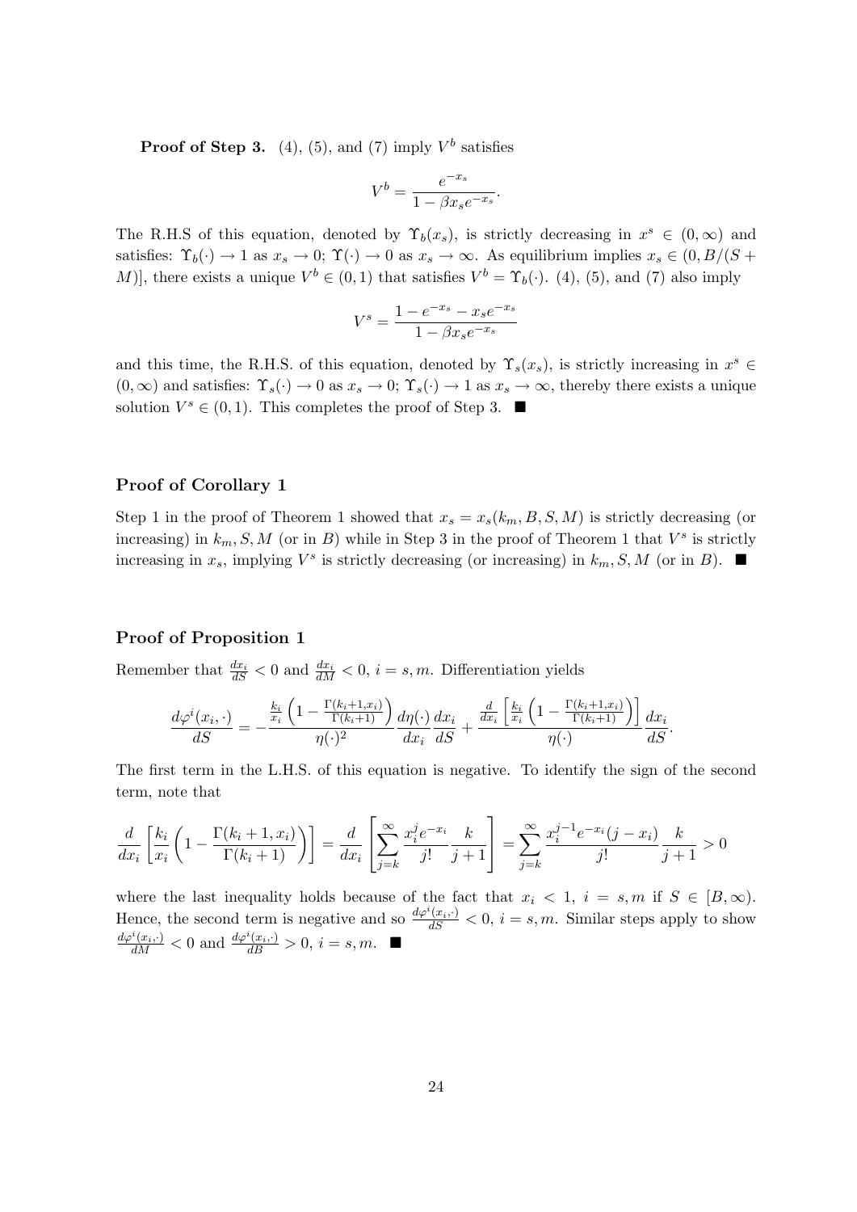**Proof of Step 3.** (4), (5), and (7) imply $V^b$ satisfies

$$V^b = \frac{e^{-x_s}}{1 - \beta x_s e^{-x_s}}.$$

The R.H.S of this equation, denoted by $\Upsilon_b(x_s)$, is strictly decreasing in $x^s \in (0, \infty)$ and satisfies: $\Upsilon_b(\cdot) \to 1$ as $x_s \to 0$; $\Upsilon(\cdot) \to 0$ as $x_s \to \infty$. As equilibrium implies $x_s \in (0, B/(S + M)]$, there exists a unique $V^b \in (0, 1)$ that satisfies $V^b = \Upsilon_b(\cdot)$. (4), (5), and (7) also imply

$$V^s = \frac{1 - e^{-x_s} - x_s e^{-x_s}}{1 - \beta x_s e^{-x_s}}$$

and this time, the R.H.S. of this equation, denoted by $\Upsilon_s(x_s)$, is strictly increasing in $x^s \in (0, \infty)$ and satisfies: $\Upsilon_s(\cdot) \to 0$ as $x_s \to 0$; $\Upsilon_s(\cdot) \to 1$ as $x_s \to \infty$, thereby there exists a unique solution $V^s \in (0, 1)$. This completes the proof of Step 3. ■

### Proof of Corollary 1

Step 1 in the proof of Theorem 1 showed that $x_s = x_s(k_m, B, S, M)$ is strictly decreasing (or increasing) in $k_m, S, M$ (or in $B$) while in Step 3 in the proof of Theorem 1 that $V^s$ is strictly increasing in $x_s$, implying $V^s$ is strictly decreasing (or increasing) in $k_m, S, M$ (or in $B$). ■

### Proof of Proposition 1

Remember that $\frac{dx_i}{dS} < 0$ and $\frac{dx_i}{dM} < 0$, $i = s, m$. Differentiation yields

$$\frac{d\varphi^i(x_i, \cdot)}{dS} = -\frac{\frac{k_i}{x_i}\left(1 - \frac{\Gamma(k_i+1, x_i)}{\Gamma(k_i+1)}\right)}{\eta(\cdot)^2}\frac{d\eta(\cdot)}{dx_i}\frac{dx_i}{dS} + \frac{\frac{d}{dx_i}\left[\frac{k_i}{x_i}\left(1 - \frac{\Gamma(k_i+1, x_i)}{\Gamma(k_i+1)}\right)\right]}{\eta(\cdot)}\frac{dx_i}{dS}.$$

The first term in the L.H.S. of this equation is negative. To identify the sign of the second term, note that

$$\frac{d}{dx_i}\left[\frac{k_i}{x_i}\left(1 - \frac{\Gamma(k_i+1, x_i)}{\Gamma(k_i+1)}\right)\right] = \frac{d}{dx_i}\left[\sum_{j=k}^{\infty}\frac{x_i^j e^{-x_i}}{j!}\frac{k}{j+1}\right] = \sum_{j=k}^{\infty}\frac{x_i^{j-1}e^{-x_i}(j - x_i)}{j!}\frac{k}{j+1} > 0$$

where the last inequality holds because of the fact that $x_i < 1$, $i = s, m$ if $S \in [B, \infty)$. Hence, the second term is negative and so $\frac{d\varphi^i(x_i, \cdot)}{dS} < 0$, $i = s, m$. Similar steps apply to show $\frac{d\varphi^i(x_i, \cdot)}{dM} < 0$ and $\frac{d\varphi^i(x_i, \cdot)}{dB} > 0$, $i = s, m$. ■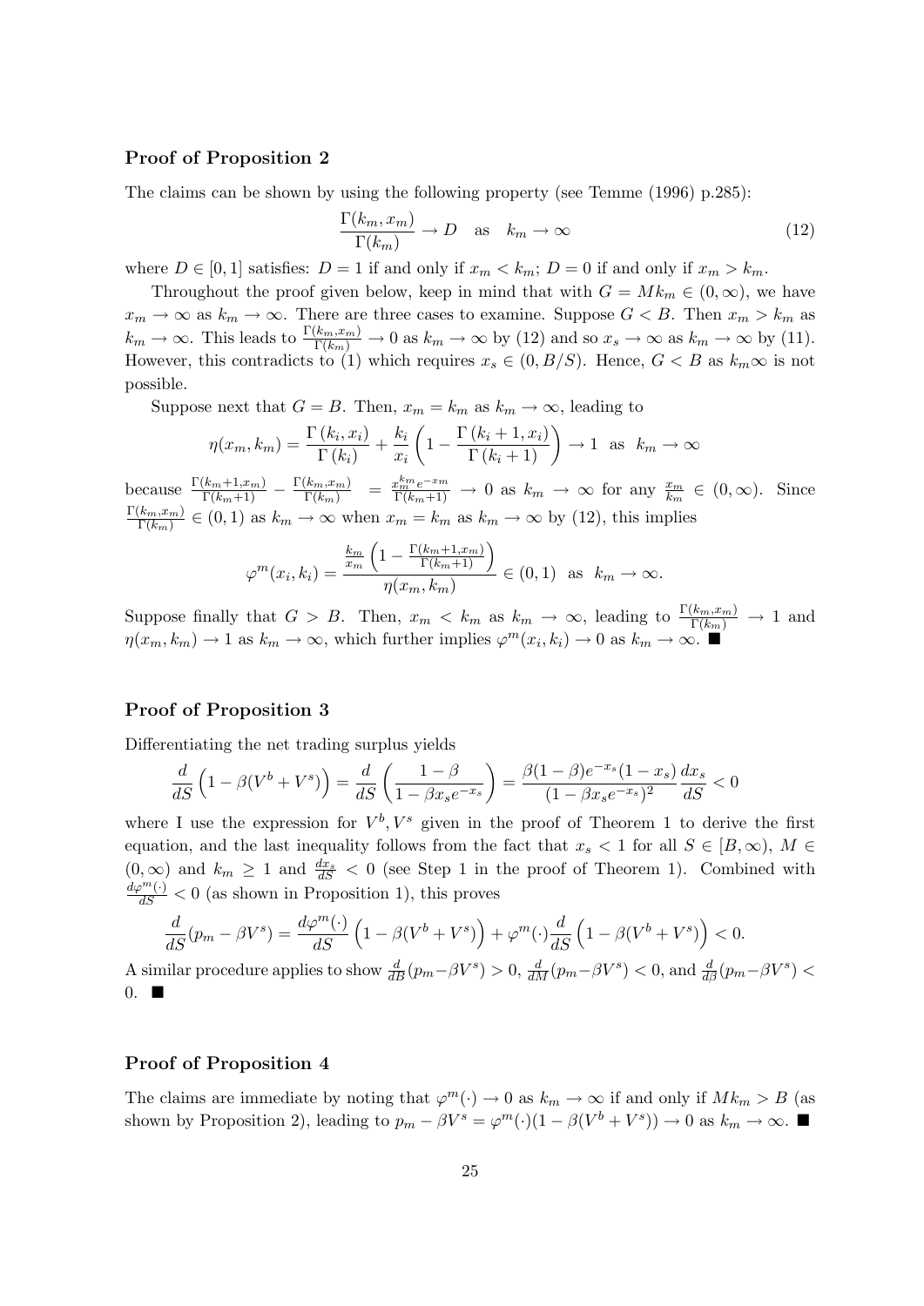### Proof of Proposition 2

The claims can be shown by using the following property (see Temme (1996) p.285):

$$\frac{\Gamma(k_m, x_m)}{\Gamma(k_m)} \to D \quad \text{as} \quad k_m \to \infty \tag{12}$$

where $D \in [0,1]$ satisfies: $D = 1$ if and only if $x_m < k_m$; $D = 0$ if and only if $x_m > k_m$.

Throughout the proof given below, keep in mind that with $G = Mk_m \in (0, \infty)$, we have $x_m \to \infty$ as $k_m \to \infty$. There are three cases to examine. Suppose $G < B$. Then $x_m > k_m$ as $k_m \to \infty$. This leads to $\frac{\Gamma(k_m, x_m)}{\Gamma(k_m)} \to 0$ as $k_m \to \infty$ by (12) and so $x_s \to \infty$ as $k_m \to \infty$ by (11). However, this contradicts to (1) which requires $x_s \in (0, B/S)$. Hence, $G < B$ as $k_m \infty$ is not possible.

Suppose next that $G = B$. Then, $x_m = k_m$ as $k_m \to \infty$, leading to

$$\eta(x_m, k_m) = \frac{\Gamma(k_i, x_i)}{\Gamma(k_i)} + \frac{k_i}{x_i}\left(1 - \frac{\Gamma(k_i + 1, x_i)}{\Gamma(k_i + 1)}\right) \to 1 \quad \text{as} \quad k_m \to \infty$$

because $\frac{\Gamma(k_m+1, x_m)}{\Gamma(k_m+1)} - \frac{\Gamma(k_m, x_m)}{\Gamma(k_m)} = \frac{x_m^{k_m} e^{-x_m}}{\Gamma(k_m+1)} \to 0$ as $k_m \to \infty$ for any $\frac{x_m}{k_m} \in (0, \infty)$. Since $\frac{\Gamma(k_m, x_m)}{\Gamma(k_m)} \in (0,1)$ as $k_m \to \infty$ when $x_m = k_m$ as $k_m \to \infty$ by (12), this implies

$$\varphi^m(x_i, k_i) = \frac{\frac{k_m}{x_m}\left(1 - \frac{\Gamma(k_m+1, x_m)}{\Gamma(k_m+1)}\right)}{\eta(x_m, k_m)} \in (0, 1) \quad \text{as} \quad k_m \to \infty.$$

Suppose finally that $G > B$. Then, $x_m < k_m$ as $k_m \to \infty$, leading to $\frac{\Gamma(k_m, x_m)}{\Gamma(k_m)} \to 1$ and $\eta(x_m, k_m) \to 1$ as $k_m \to \infty$, which further implies $\varphi^m(x_i, k_i) \to 0$ as $k_m \to \infty$. ■

### Proof of Proposition 3

Differentiating the net trading surplus yields

$$\frac{d}{dS}\left(1 - \beta(V^b + V^s)\right) = \frac{d}{dS}\left(\frac{1-\beta}{1 - \beta x_s e^{-x_s}}\right) = \frac{\beta(1-\beta)e^{-x_s}(1 - x_s)}{(1 - \beta x_s e^{-x_s})^2}\frac{dx_s}{dS} < 0$$

where I use the expression for $V^b, V^s$ given in the proof of Theorem 1 to derive the first equation, and the last inequality follows from the fact that $x_s < 1$ for all $S \in [B, \infty)$, $M \in (0, \infty)$ and $k_m \geq 1$ and $\frac{dx_s}{dS} < 0$ (see Step 1 in the proof of Theorem 1). Combined with $\frac{d\varphi^m(\cdot)}{dS} < 0$ (as shown in Proposition 1), this proves

$$\frac{d}{dS}(p_m - \beta V^s) = \frac{d\varphi^m(\cdot)}{dS}\left(1 - \beta(V^b + V^s)\right) + \varphi^m(\cdot)\frac{d}{dS}\left(1 - \beta(V^b + V^s)\right) < 0.$$

A similar procedure applies to show $\frac{d}{dB}(p_m - \beta V^s) > 0$, $\frac{d}{dM}(p_m - \beta V^s) < 0$, and $\frac{d}{d\beta}(p_m - \beta V^s) < 0$. ■

### Proof of Proposition 4

The claims are immediate by noting that $\varphi^m(\cdot) \to 0$ as $k_m \to \infty$ if and only if $Mk_m > B$ (as shown by Proposition 2), leading to $p_m - \beta V^s = \varphi^m(\cdot)(1 - \beta(V^b + V^s)) \to 0$ as $k_m \to \infty$. ■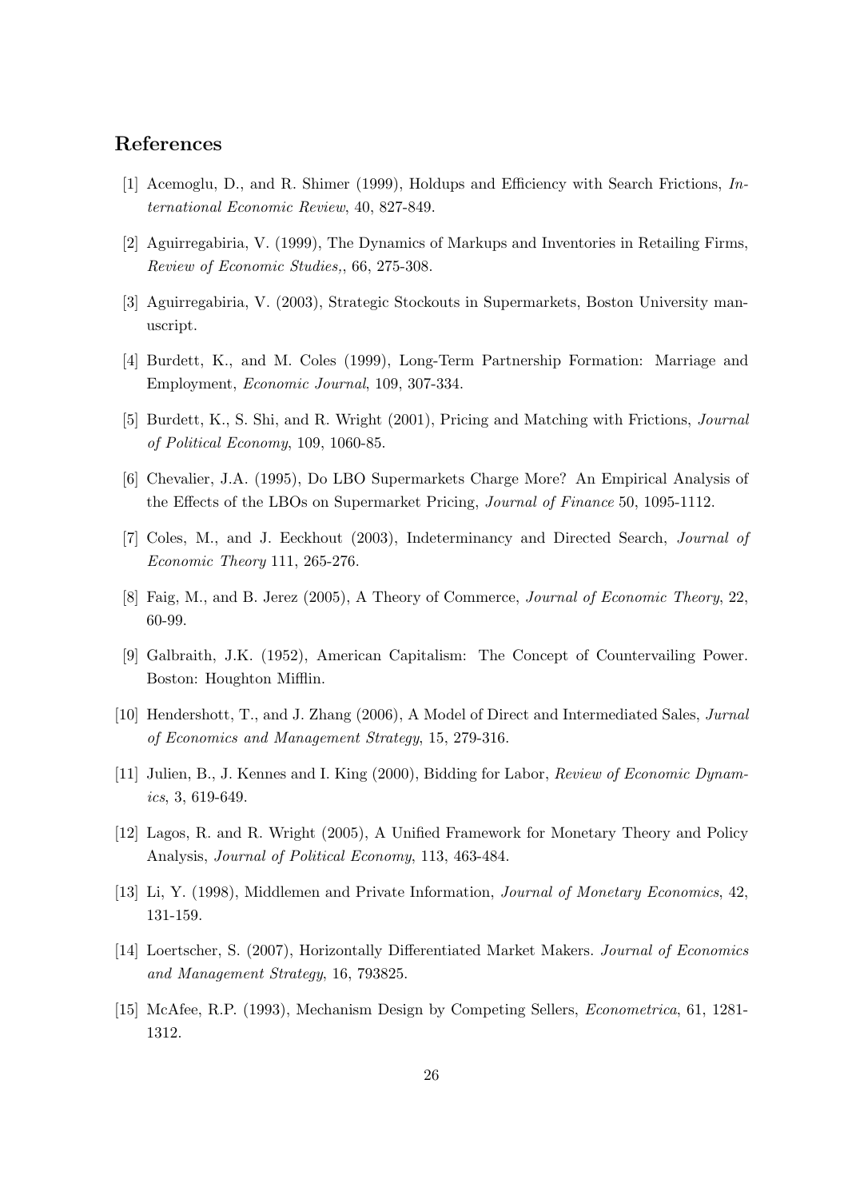## References

[1] Acemoglu, D., and R. Shimer (1999), Holdups and Efficiency with Search Frictions, *International Economic Review*, 40, 827-849.

[2] Aguirregabiria, V. (1999), The Dynamics of Markups and Inventories in Retailing Firms, *Review of Economic Studies,*, 66, 275-308.

[3] Aguirregabiria, V. (2003), Strategic Stockouts in Supermarkets, Boston University manuscript.

[4] Burdett, K., and M. Coles (1999), Long-Term Partnership Formation: Marriage and Employment, *Economic Journal*, 109, 307-334.

[5] Burdett, K., S. Shi, and R. Wright (2001), Pricing and Matching with Frictions, *Journal of Political Economy*, 109, 1060-85.

[6] Chevalier, J.A. (1995), Do LBO Supermarkets Charge More? An Empirical Analysis of the Effects of the LBOs on Supermarket Pricing, *Journal of Finance* 50, 1095-1112.

[7] Coles, M., and J. Eeckhout (2003), Indeterminancy and Directed Search, *Journal of Economic Theory* 111, 265-276.

[8] Faig, M., and B. Jerez (2005), A Theory of Commerce, *Journal of Economic Theory*, 22, 60-99.

[9] Galbraith, J.K. (1952), American Capitalism: The Concept of Countervailing Power. Boston: Houghton Mifflin.

[10] Hendershott, T., and J. Zhang (2006), A Model of Direct and Intermediated Sales, *Jurnal of Economics and Management Strategy*, 15, 279-316.

[11] Julien, B., J. Kennes and I. King (2000), Bidding for Labor, *Review of Economic Dynamics*, 3, 619-649.

[12] Lagos, R. and R. Wright (2005), A Unified Framework for Monetary Theory and Policy Analysis, *Journal of Political Economy*, 113, 463-484.

[13] Li, Y. (1998), Middlemen and Private Information, *Journal of Monetary Economics*, 42, 131-159.

[14] Loertscher, S. (2007), Horizontally Differentiated Market Makers. *Journal of Economics and Management Strategy*, 16, 793825.

[15] McAfee, R.P. (1993), Mechanism Design by Competing Sellers, *Econometrica*, 61, 1281-1312.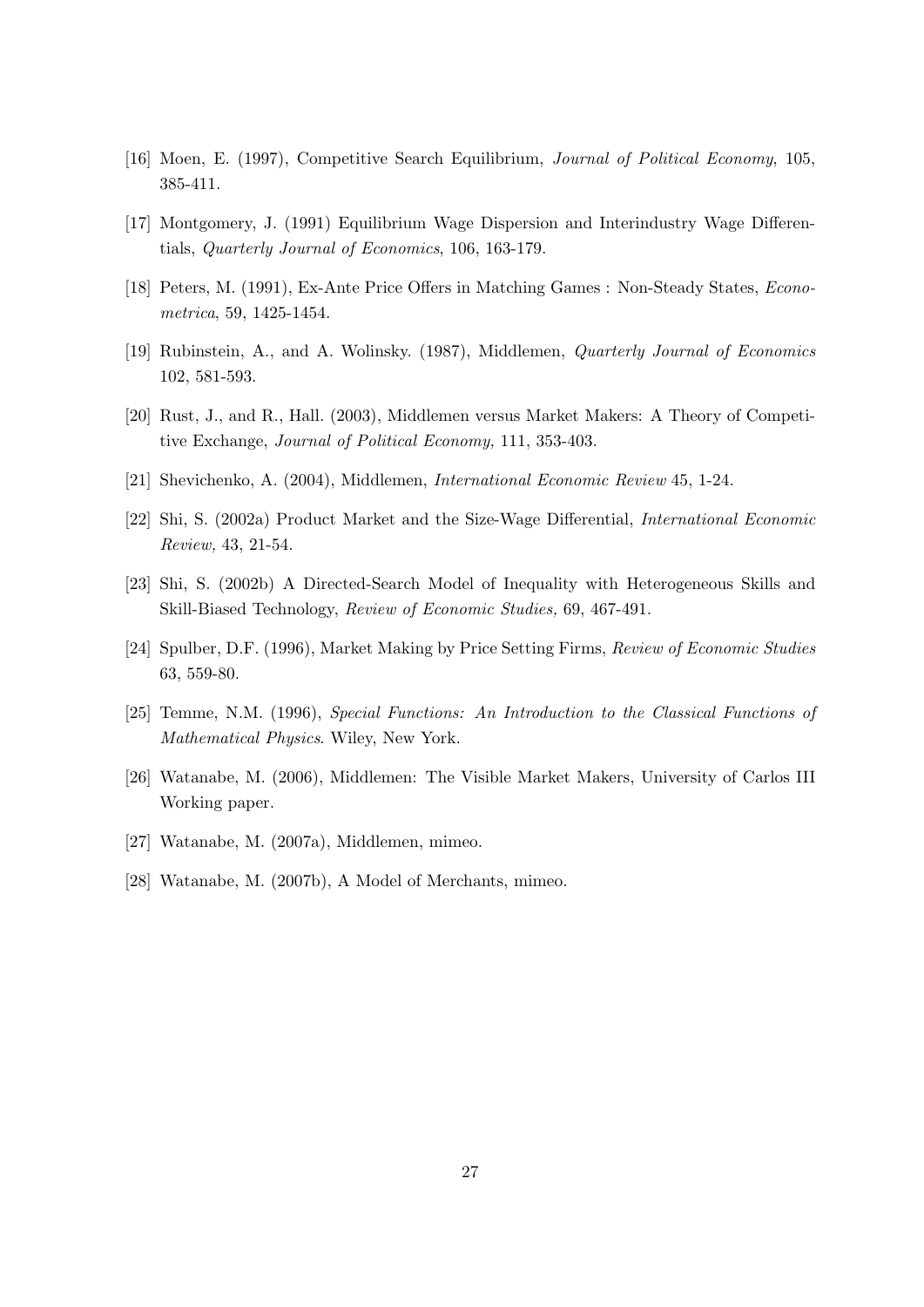[16] Moen, E. (1997), Competitive Search Equilibrium, *Journal of Political Economy*, 105, 385-411.

[17] Montgomery, J. (1991) Equilibrium Wage Dispersion and Interindustry Wage Differentials, *Quarterly Journal of Economics*, 106, 163-179.

[18] Peters, M. (1991), Ex-Ante Price Offers in Matching Games : Non-Steady States, *Econometrica*, 59, 1425-1454.

[19] Rubinstein, A., and A. Wolinsky. (1987), Middlemen, *Quarterly Journal of Economics* 102, 581-593.

[20] Rust, J., and R., Hall. (2003), Middlemen versus Market Makers: A Theory of Competitive Exchange, *Journal of Political Economy,* 111, 353-403.

[21] Shevichenko, A. (2004), Middlemen, *International Economic Review* 45, 1-24.

[22] Shi, S. (2002a) Product Market and the Size-Wage Differential, *International Economic Review,* 43, 21-54.

[23] Shi, S. (2002b) A Directed-Search Model of Inequality with Heterogeneous Skills and Skill-Biased Technology, *Review of Economic Studies,* 69, 467-491.

[24] Spulber, D.F. (1996), Market Making by Price Setting Firms, *Review of Economic Studies* 63, 559-80.

[25] Temme, N.M. (1996), *Special Functions: An Introduction to the Classical Functions of Mathematical Physics*. Wiley, New York.

[26] Watanabe, M. (2006), Middlemen: The Visible Market Makers, University of Carlos III Working paper.

[27] Watanabe, M. (2007a), Middlemen, mimeo.

[28] Watanabe, M. (2007b), A Model of Merchants, mimeo.